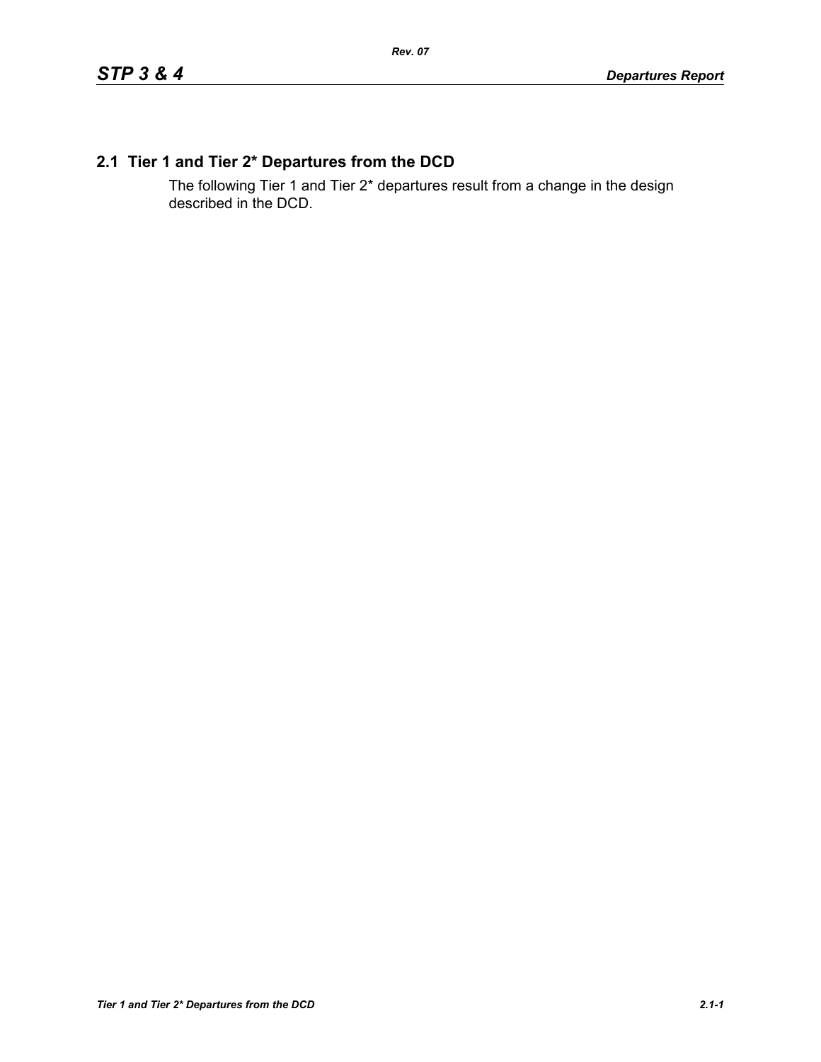## 2.1 Tier 1 and Tier 2* Departures from the DCD

The following Tier 1 and Tier 2* departures result from a change in the design described in the DCD.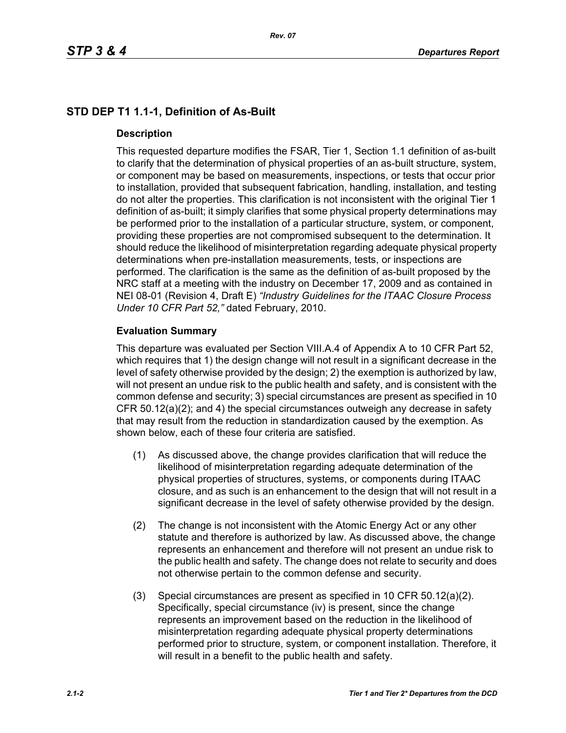## STD DEP T1 1.1-1, Definition of As-Built

### Description

This requested departure modifies the FSAR, Tier 1, Section 1.1 definition of as-built to clarify that the determination of physical properties of an as-built structure, system, or component may be based on measurements, inspections, or tests that occur prior to installation, provided that subsequent fabrication, handling, installation, and testing do not alter the properties. This clarification is not inconsistent with the original Tier 1 definition of as-built; it simply clarifies that some physical property determinations may be performed prior to the installation of a particular structure, system, or component, providing these properties are not compromised subsequent to the determination. It should reduce the likelihood of misinterpretation regarding adequate physical property determinations when pre-installation measurements, tests, or inspections are performed. The clarification is the same as the definition of as-built proposed by the NRC staff at a meeting with the industry on December 17, 2009 and as contained in NEI 08-01 (Revision 4, Draft E) *"Industry Guidelines for the ITAAC Closure Process Under 10 CFR Part 52,"* dated February, 2010.

### Evaluation Summary

This departure was evaluated per Section VIII.A.4 of Appendix A to 10 CFR Part 52, which requires that 1) the design change will not result in a significant decrease in the level of safety otherwise provided by the design; 2) the exemption is authorized by law, will not present an undue risk to the public health and safety, and is consistent with the common defense and security; 3) special circumstances are present as specified in 10 CFR 50.12(a)(2); and 4) the special circumstances outweigh any decrease in safety that may result from the reduction in standardization caused by the exemption. As shown below, each of these four criteria are satisfied.

(1) As discussed above, the change provides clarification that will reduce the likelihood of misinterpretation regarding adequate determination of the physical properties of structures, systems, or components during ITAAC closure, and as such is an enhancement to the design that will not result in a significant decrease in the level of safety otherwise provided by the design.

(2) The change is not inconsistent with the Atomic Energy Act or any other statute and therefore is authorized by law. As discussed above, the change represents an enhancement and therefore will not present an undue risk to the public health and safety. The change does not relate to security and does not otherwise pertain to the common defense and security.

(3) Special circumstances are present as specified in 10 CFR 50.12(a)(2). Specifically, special circumstance (iv) is present, since the change represents an improvement based on the reduction in the likelihood of misinterpretation regarding adequate physical property determinations performed prior to structure, system, or component installation. Therefore, it will result in a benefit to the public health and safety.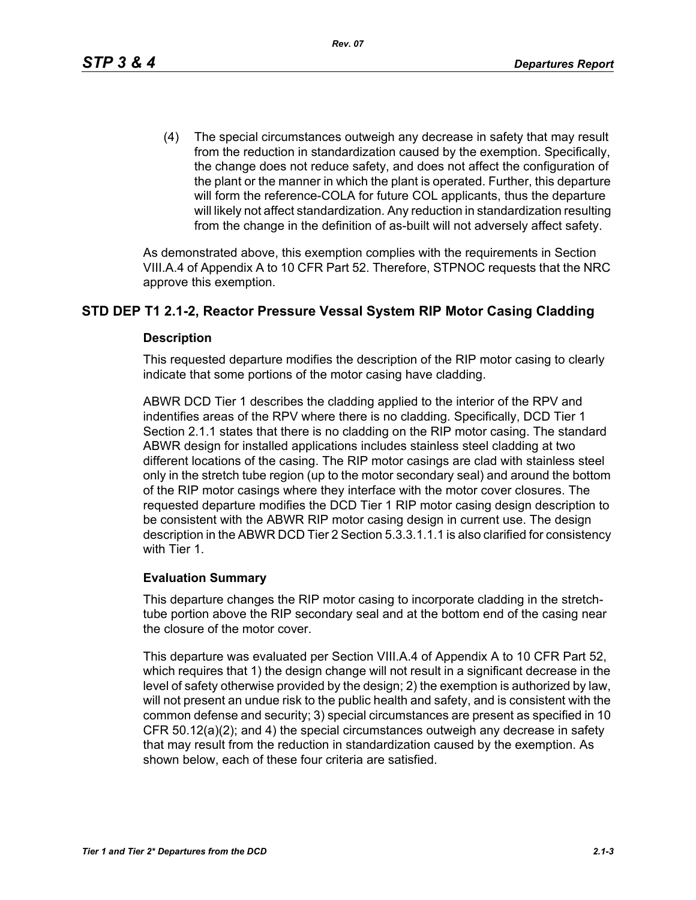(4) The special circumstances outweigh any decrease in safety that may result from the reduction in standardization caused by the exemption. Specifically, the change does not reduce safety, and does not affect the configuration of the plant or the manner in which the plant is operated. Further, this departure will form the reference-COLA for future COL applicants, thus the departure will likely not affect standardization. Any reduction in standardization resulting from the change in the definition of as-built will not adversely affect safety.

As demonstrated above, this exemption complies with the requirements in Section VIII.A.4 of Appendix A to 10 CFR Part 52. Therefore, STPNOC requests that the NRC approve this exemption.

## STD DEP T1 2.1-2, Reactor Pressure Vessal System RIP Motor Casing Cladding

### Description

This requested departure modifies the description of the RIP motor casing to clearly indicate that some portions of the motor casing have cladding.

ABWR DCD Tier 1 describes the cladding applied to the interior of the RPV and indentifies areas of the RPV where there is no cladding. Specifically, DCD Tier 1 Section 2.1.1 states that there is no cladding on the RIP motor casing. The standard ABWR design for installed applications includes stainless steel cladding at two different locations of the casing. The RIP motor casings are clad with stainless steel only in the stretch tube region (up to the motor secondary seal) and around the bottom of the RIP motor casings where they interface with the motor cover closures. The requested departure modifies the DCD Tier 1 RIP motor casing design description to be consistent with the ABWR RIP motor casing design in current use. The design description in the ABWR DCD Tier 2 Section 5.3.3.1.1.1 is also clarified for consistency with Tier 1.

### Evaluation Summary

This departure changes the RIP motor casing to incorporate cladding in the stretch-tube portion above the RIP secondary seal and at the bottom end of the casing near the closure of the motor cover.

This departure was evaluated per Section VIII.A.4 of Appendix A to 10 CFR Part 52, which requires that 1) the design change will not result in a significant decrease in the level of safety otherwise provided by the design; 2) the exemption is authorized by law, will not present an undue risk to the public health and safety, and is consistent with the common defense and security; 3) special circumstances are present as specified in 10 CFR 50.12(a)(2); and 4) the special circumstances outweigh any decrease in safety that may result from the reduction in standardization caused by the exemption. As shown below, each of these four criteria are satisfied.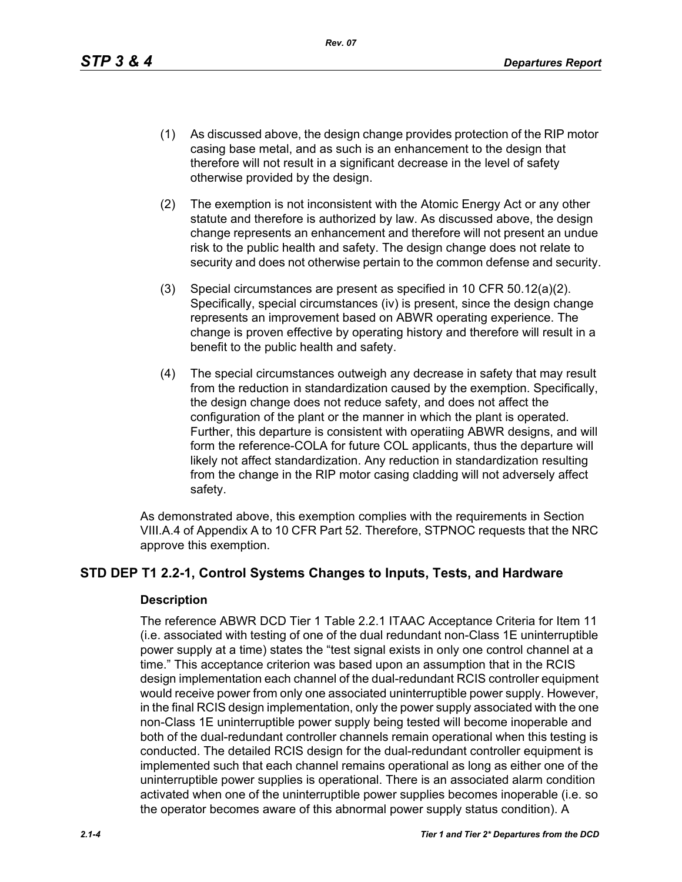(1) As discussed above, the design change provides protection of the RIP motor casing base metal, and as such is an enhancement to the design that therefore will not result in a significant decrease in the level of safety otherwise provided by the design.

(2) The exemption is not inconsistent with the Atomic Energy Act or any other statute and therefore is authorized by law. As discussed above, the design change represents an enhancement and therefore will not present an undue risk to the public health and safety. The design change does not relate to security and does not otherwise pertain to the common defense and security.

(3) Special circumstances are present as specified in 10 CFR 50.12(a)(2). Specifically, special circumstances (iv) is present, since the design change represents an improvement based on ABWR operating experience. The change is proven effective by operating history and therefore will result in a benefit to the public health and safety.

(4) The special circumstances outweigh any decrease in safety that may result from the reduction in standardization caused by the exemption. Specifically, the design change does not reduce safety, and does not affect the configuration of the plant or the manner in which the plant is operated. Further, this departure is consistent with operatiing ABWR designs, and will form the reference-COLA for future COL applicants, thus the departure will likely not affect standardization. Any reduction in standardization resulting from the change in the RIP motor casing cladding will not adversely affect safety.

As demonstrated above, this exemption complies with the requirements in Section VIII.A.4 of Appendix A to 10 CFR Part 52. Therefore, STPNOC requests that the NRC approve this exemption.

## STD DEP T1 2.2-1, Control Systems Changes to Inputs, Tests, and Hardware

### Description

The reference ABWR DCD Tier 1 Table 2.2.1 ITAAC Acceptance Criteria for Item 11 (i.e. associated with testing of one of the dual redundant non-Class 1E uninterruptible power supply at a time) states the "test signal exists in only one control channel at a time." This acceptance criterion was based upon an assumption that in the RCIS design implementation each channel of the dual-redundant RCIS controller equipment would receive power from only one associated uninterruptible power supply. However, in the final RCIS design implementation, only the power supply associated with the one non-Class 1E uninterruptible power supply being tested will become inoperable and both of the dual-redundant controller channels remain operational when this testing is conducted. The detailed RCIS design for the dual-redundant controller equipment is implemented such that each channel remains operational as long as either one of the uninterruptible power supplies is operational. There is an associated alarm condition activated when one of the uninterruptible power supplies becomes inoperable (i.e. so the operator becomes aware of this abnormal power supply status condition). A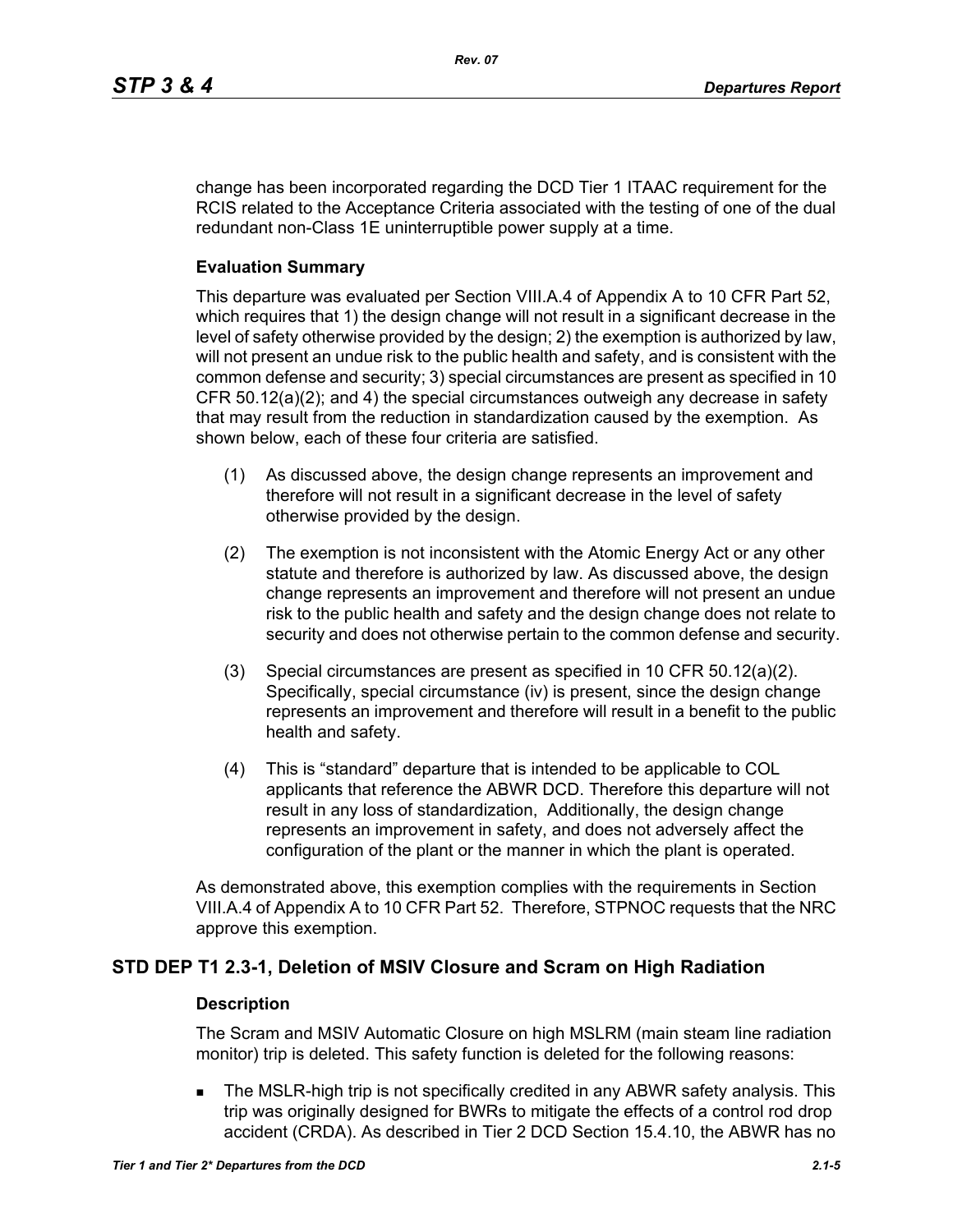change has been incorporated regarding the DCD Tier 1 ITAAC requirement for the RCIS related to the Acceptance Criteria associated with the testing of one of the dual redundant non-Class 1E uninterruptible power supply at a time.

### Evaluation Summary

This departure was evaluated per Section VIII.A.4 of Appendix A to 10 CFR Part 52, which requires that 1) the design change will not result in a significant decrease in the level of safety otherwise provided by the design; 2) the exemption is authorized by law, will not present an undue risk to the public health and safety, and is consistent with the common defense and security; 3) special circumstances are present as specified in 10 CFR 50.12(a)(2); and 4) the special circumstances outweigh any decrease in safety that may result from the reduction in standardization caused by the exemption. As shown below, each of these four criteria are satisfied.

(1) As discussed above, the design change represents an improvement and therefore will not result in a significant decrease in the level of safety otherwise provided by the design.

(2) The exemption is not inconsistent with the Atomic Energy Act or any other statute and therefore is authorized by law. As discussed above, the design change represents an improvement and therefore will not present an undue risk to the public health and safety and the design change does not relate to security and does not otherwise pertain to the common defense and security.

(3) Special circumstances are present as specified in 10 CFR 50.12(a)(2). Specifically, special circumstance (iv) is present, since the design change represents an improvement and therefore will result in a benefit to the public health and safety.

(4) This is "standard" departure that is intended to be applicable to COL applicants that reference the ABWR DCD. Therefore this departure will not result in any loss of standardization, Additionally, the design change represents an improvement in safety, and does not adversely affect the configuration of the plant or the manner in which the plant is operated.

As demonstrated above, this exemption complies with the requirements in Section VIII.A.4 of Appendix A to 10 CFR Part 52. Therefore, STPNOC requests that the NRC approve this exemption.

## STD DEP T1 2.3-1, Deletion of MSIV Closure and Scram on High Radiation

### Description

The Scram and MSIV Automatic Closure on high MSLRM (main steam line radiation monitor) trip is deleted. This safety function is deleted for the following reasons:

- The MSLR-high trip is not specifically credited in any ABWR safety analysis. This trip was originally designed for BWRs to mitigate the effects of a control rod drop accident (CRDA). As described in Tier 2 DCD Section 15.4.10, the ABWR has no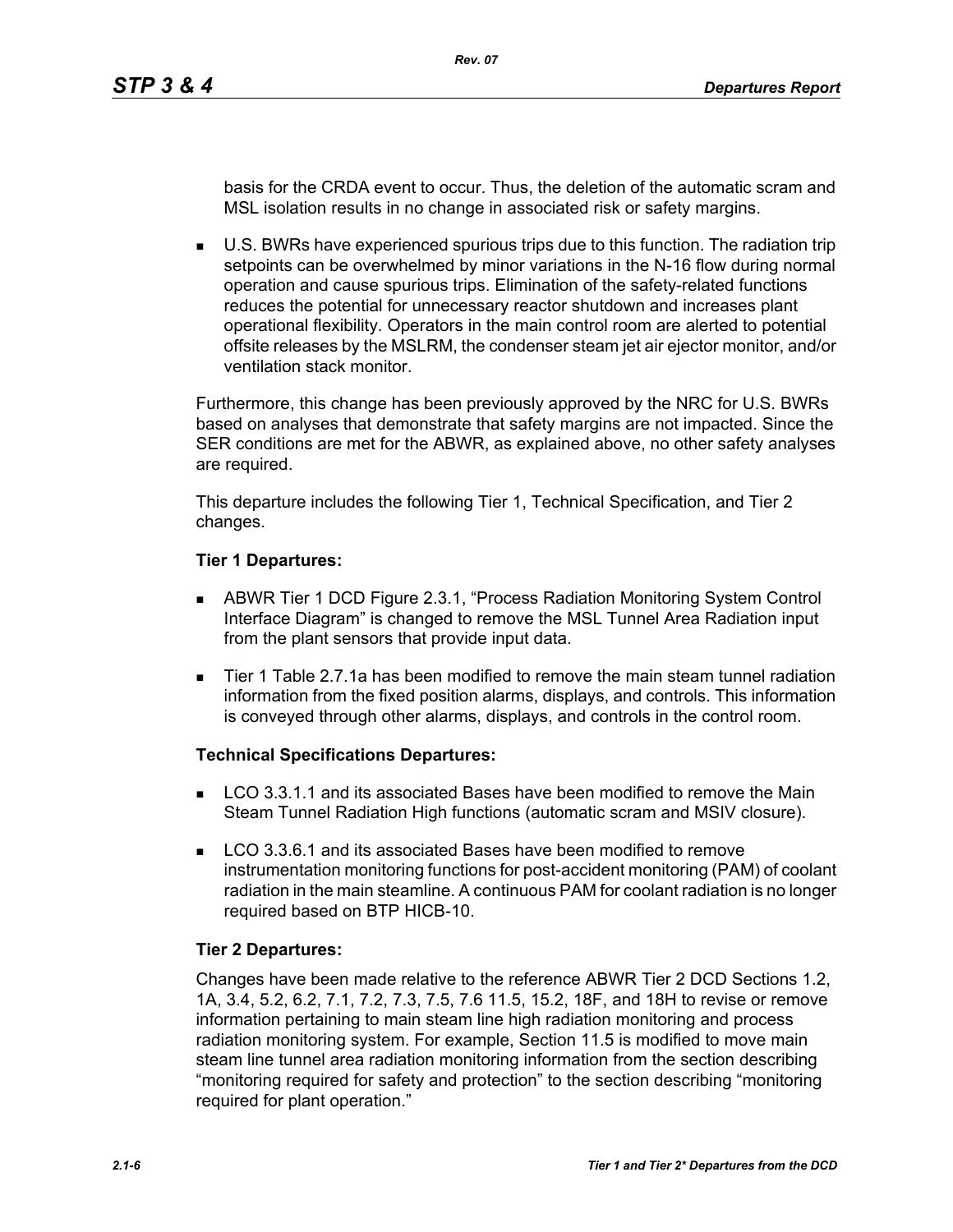basis for the CRDA event to occur. Thus, the deletion of the automatic scram and MSL isolation results in no change in associated risk or safety margins.

- U.S. BWRs have experienced spurious trips due to this function. The radiation trip setpoints can be overwhelmed by minor variations in the N-16 flow during normal operation and cause spurious trips. Elimination of the safety-related functions reduces the potential for unnecessary reactor shutdown and increases plant operational flexibility. Operators in the main control room are alerted to potential offsite releases by the MSLRM, the condenser steam jet air ejector monitor, and/or ventilation stack monitor.

Furthermore, this change has been previously approved by the NRC for U.S. BWRs based on analyses that demonstrate that safety margins are not impacted. Since the SER conditions are met for the ABWR, as explained above, no other safety analyses are required.

This departure includes the following Tier 1, Technical Specification, and Tier 2 changes.

**Tier 1 Departures:**

- ABWR Tier 1 DCD Figure 2.3.1, “Process Radiation Monitoring System Control Interface Diagram” is changed to remove the MSL Tunnel Area Radiation input from the plant sensors that provide input data.
- Tier 1 Table 2.7.1a has been modified to remove the main steam tunnel radiation information from the fixed position alarms, displays, and controls. This information is conveyed through other alarms, displays, and controls in the control room.

**Technical Specifications Departures:**

- LCO 3.3.1.1 and its associated Bases have been modified to remove the Main Steam Tunnel Radiation High functions (automatic scram and MSIV closure).
- LCO 3.3.6.1 and its associated Bases have been modified to remove instrumentation monitoring functions for post-accident monitoring (PAM) of coolant radiation in the main steamline. A continuous PAM for coolant radiation is no longer required based on BTP HICB-10.

**Tier 2 Departures:**

Changes have been made relative to the reference ABWR Tier 2 DCD Sections 1.2, 1A, 3.4, 5.2, 6.2, 7.1, 7.2, 7.3, 7.5, 7.6 11.5, 15.2, 18F, and 18H to revise or remove information pertaining to main steam line high radiation monitoring and process radiation monitoring system. For example, Section 11.5 is modified to move main steam line tunnel area radiation monitoring information from the section describing “monitoring required for safety and protection” to the section describing “monitoring required for plant operation.”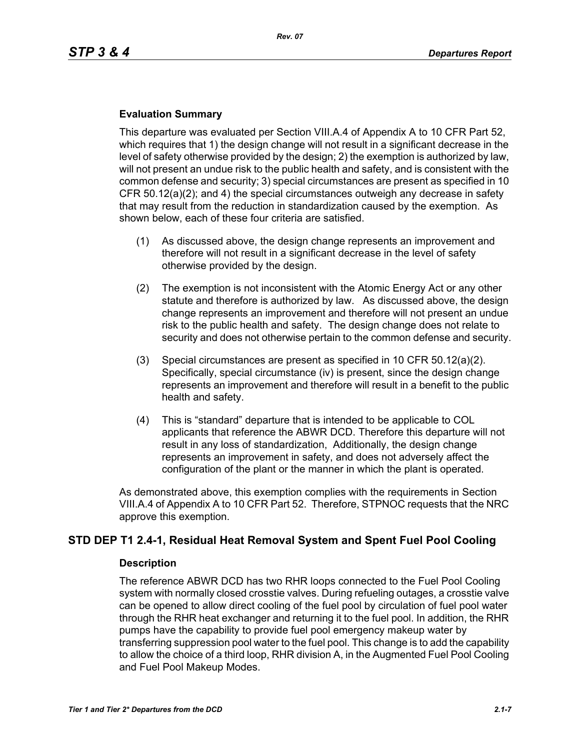### Evaluation Summary

This departure was evaluated per Section VIII.A.4 of Appendix A to 10 CFR Part 52, which requires that 1) the design change will not result in a significant decrease in the level of safety otherwise provided by the design; 2) the exemption is authorized by law, will not present an undue risk to the public health and safety, and is consistent with the common defense and security; 3) special circumstances are present as specified in 10 CFR 50.12(a)(2); and 4) the special circumstances outweigh any decrease in safety that may result from the reduction in standardization caused by the exemption. As shown below, each of these four criteria are satisfied.

(1) As discussed above, the design change represents an improvement and therefore will not result in a significant decrease in the level of safety otherwise provided by the design.

(2) The exemption is not inconsistent with the Atomic Energy Act or any other statute and therefore is authorized by law. As discussed above, the design change represents an improvement and therefore will not present an undue risk to the public health and safety. The design change does not relate to security and does not otherwise pertain to the common defense and security.

(3) Special circumstances are present as specified in 10 CFR 50.12(a)(2). Specifically, special circumstance (iv) is present, since the design change represents an improvement and therefore will result in a benefit to the public health and safety.

(4) This is "standard" departure that is intended to be applicable to COL applicants that reference the ABWR DCD. Therefore this departure will not result in any loss of standardization, Additionally, the design change represents an improvement in safety, and does not adversely affect the configuration of the plant or the manner in which the plant is operated.

As demonstrated above, this exemption complies with the requirements in Section VIII.A.4 of Appendix A to 10 CFR Part 52. Therefore, STPNOC requests that the NRC approve this exemption.

## STD DEP T1 2.4-1, Residual Heat Removal System and Spent Fuel Pool Cooling

### Description

The reference ABWR DCD has two RHR loops connected to the Fuel Pool Cooling system with normally closed crosstie valves. During refueling outages, a crosstie valve can be opened to allow direct cooling of the fuel pool by circulation of fuel pool water through the RHR heat exchanger and returning it to the fuel pool. In addition, the RHR pumps have the capability to provide fuel pool emergency makeup water by transferring suppression pool water to the fuel pool. This change is to add the capability to allow the choice of a third loop, RHR division A, in the Augmented Fuel Pool Cooling and Fuel Pool Makeup Modes.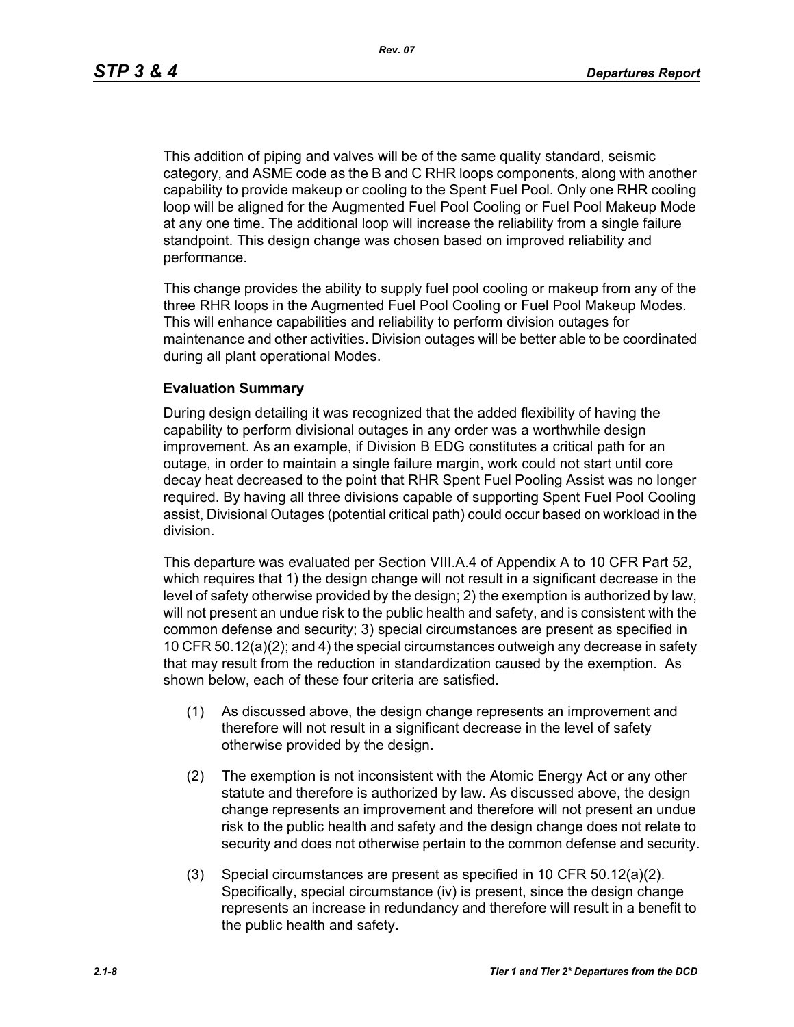This addition of piping and valves will be of the same quality standard, seismic category, and ASME code as the B and C RHR loops components, along with another capability to provide makeup or cooling to the Spent Fuel Pool. Only one RHR cooling loop will be aligned for the Augmented Fuel Pool Cooling or Fuel Pool Makeup Mode at any one time. The additional loop will increase the reliability from a single failure standpoint. This design change was chosen based on improved reliability and performance.

This change provides the ability to supply fuel pool cooling or makeup from any of the three RHR loops in the Augmented Fuel Pool Cooling or Fuel Pool Makeup Modes. This will enhance capabilities and reliability to perform division outages for maintenance and other activities. Division outages will be better able to be coordinated during all plant operational Modes.

**Evaluation Summary**

During design detailing it was recognized that the added flexibility of having the capability to perform divisional outages in any order was a worthwhile design improvement. As an example, if Division B EDG constitutes a critical path for an outage, in order to maintain a single failure margin, work could not start until core decay heat decreased to the point that RHR Spent Fuel Pooling Assist was no longer required. By having all three divisions capable of supporting Spent Fuel Pool Cooling assist, Divisional Outages (potential critical path) could occur based on workload in the division.

This departure was evaluated per Section VIII.A.4 of Appendix A to 10 CFR Part 52, which requires that 1) the design change will not result in a significant decrease in the level of safety otherwise provided by the design; 2) the exemption is authorized by law, will not present an undue risk to the public health and safety, and is consistent with the common defense and security; 3) special circumstances are present as specified in 10 CFR 50.12(a)(2); and 4) the special circumstances outweigh any decrease in safety that may result from the reduction in standardization caused by the exemption. As shown below, each of these four criteria are satisfied.

(1) As discussed above, the design change represents an improvement and therefore will not result in a significant decrease in the level of safety otherwise provided by the design.

(2) The exemption is not inconsistent with the Atomic Energy Act or any other statute and therefore is authorized by law. As discussed above, the design change represents an improvement and therefore will not present an undue risk to the public health and safety and the design change does not relate to security and does not otherwise pertain to the common defense and security.

(3) Special circumstances are present as specified in 10 CFR 50.12(a)(2). Specifically, special circumstance (iv) is present, since the design change represents an increase in redundancy and therefore will result in a benefit to the public health and safety.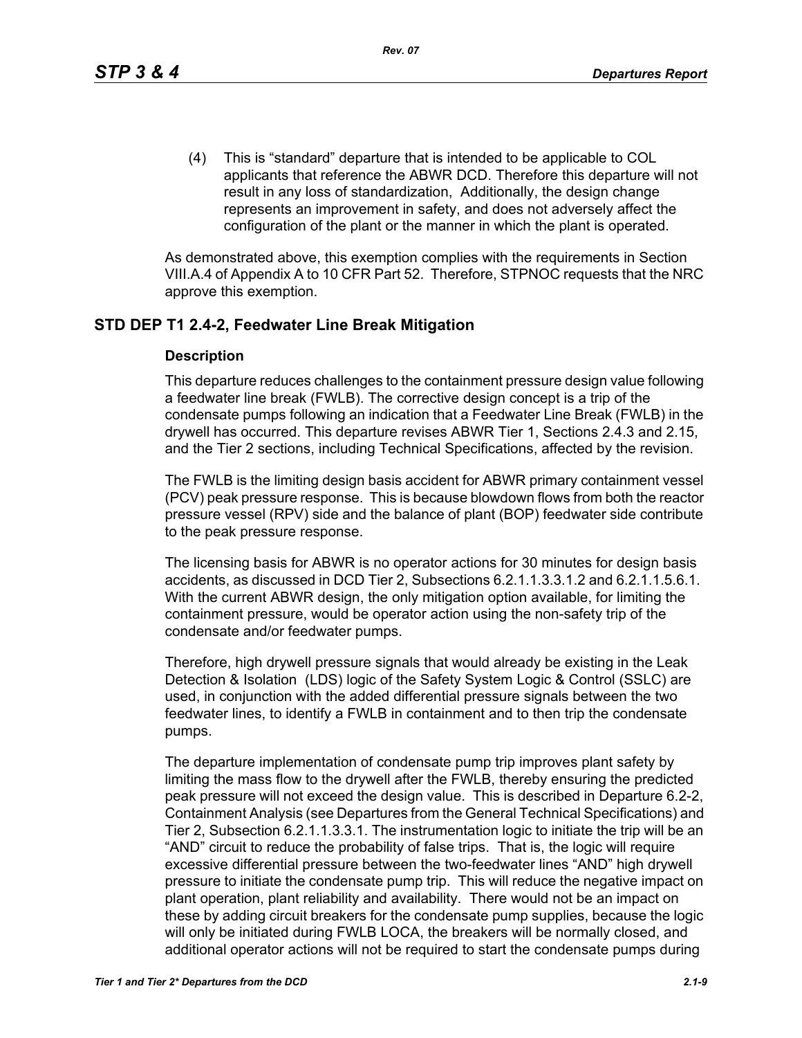(4) This is “standard” departure that is intended to be applicable to COL applicants that reference the ABWR DCD. Therefore this departure will not result in any loss of standardization, Additionally, the design change represents an improvement in safety, and does not adversely affect the configuration of the plant or the manner in which the plant is operated.

As demonstrated above, this exemption complies with the requirements in Section VIII.A.4 of Appendix A to 10 CFR Part 52. Therefore, STPNOC requests that the NRC approve this exemption.

## STD DEP T1 2.4-2, Feedwater Line Break Mitigation

### Description

This departure reduces challenges to the containment pressure design value following a feedwater line break (FWLB). The corrective design concept is a trip of the condensate pumps following an indication that a Feedwater Line Break (FWLB) in the drywell has occurred. This departure revises ABWR Tier 1, Sections 2.4.3 and 2.15, and the Tier 2 sections, including Technical Specifications, affected by the revision.

The FWLB is the limiting design basis accident for ABWR primary containment vessel (PCV) peak pressure response. This is because blowdown flows from both the reactor pressure vessel (RPV) side and the balance of plant (BOP) feedwater side contribute to the peak pressure response.

The licensing basis for ABWR is no operator actions for 30 minutes for design basis accidents, as discussed in DCD Tier 2, Subsections 6.2.1.1.3.3.1.2 and 6.2.1.1.5.6.1. With the current ABWR design, the only mitigation option available, for limiting the containment pressure, would be operator action using the non-safety trip of the condensate and/or feedwater pumps.

Therefore, high drywell pressure signals that would already be existing in the Leak Detection & Isolation (LDS) logic of the Safety System Logic & Control (SSLC) are used, in conjunction with the added differential pressure signals between the two feedwater lines, to identify a FWLB in containment and to then trip the condensate pumps.

The departure implementation of condensate pump trip improves plant safety by limiting the mass flow to the drywell after the FWLB, thereby ensuring the predicted peak pressure will not exceed the design value. This is described in Departure 6.2-2, Containment Analysis (see Departures from the General Technical Specifications) and Tier 2, Subsection 6.2.1.1.3.3.1. The instrumentation logic to initiate the trip will be an “AND” circuit to reduce the probability of false trips. That is, the logic will require excessive differential pressure between the two-feedwater lines “AND” high drywell pressure to initiate the condensate pump trip. This will reduce the negative impact on plant operation, plant reliability and availability. There would not be an impact on these by adding circuit breakers for the condensate pump supplies, because the logic will only be initiated during FWLB LOCA, the breakers will be normally closed, and additional operator actions will not be required to start the condensate pumps during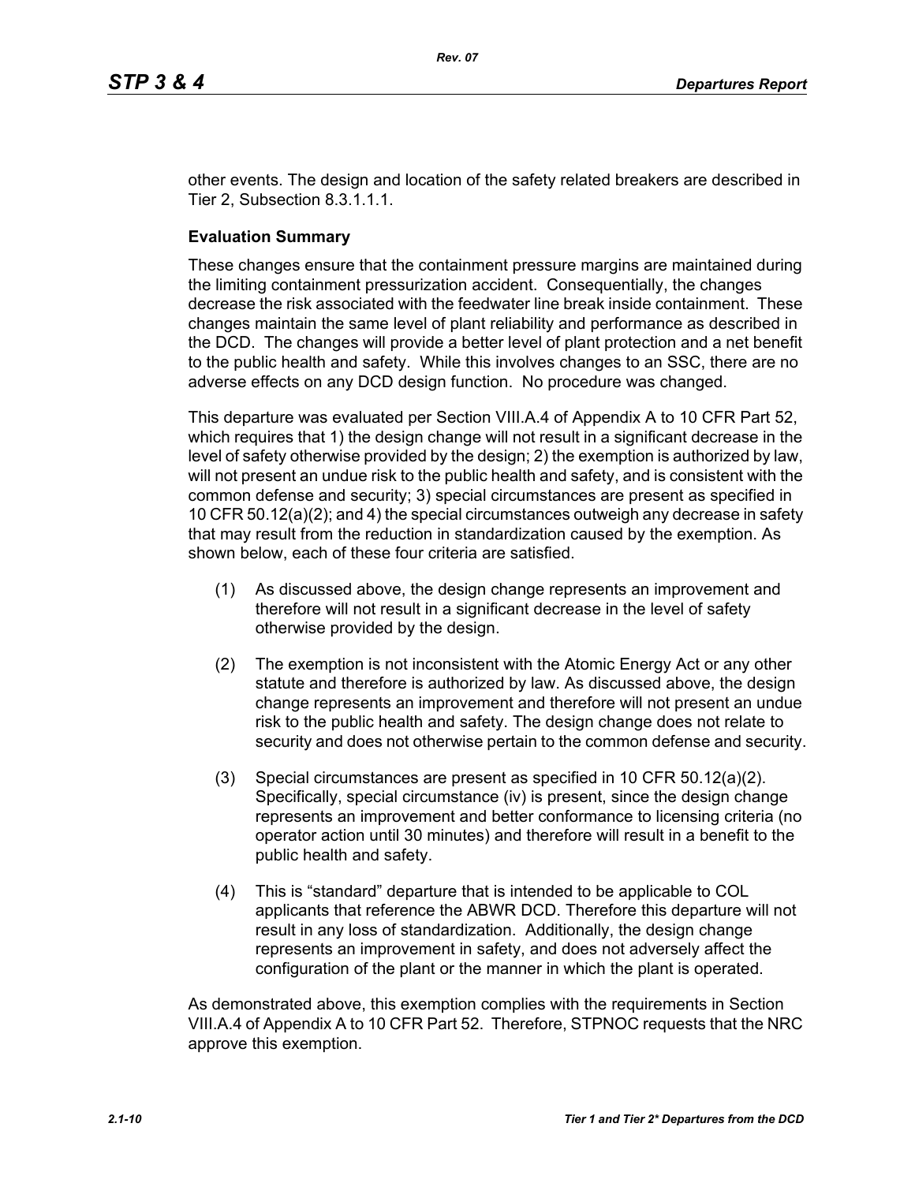other events. The design and location of the safety related breakers are described in Tier 2, Subsection 8.3.1.1.1.

**Evaluation Summary**

These changes ensure that the containment pressure margins are maintained during the limiting containment pressurization accident. Consequentially, the changes decrease the risk associated with the feedwater line break inside containment. These changes maintain the same level of plant reliability and performance as described in the DCD. The changes will provide a better level of plant protection and a net benefit to the public health and safety. While this involves changes to an SSC, there are no adverse effects on any DCD design function. No procedure was changed.

This departure was evaluated per Section VIII.A.4 of Appendix A to 10 CFR Part 52, which requires that 1) the design change will not result in a significant decrease in the level of safety otherwise provided by the design; 2) the exemption is authorized by law, will not present an undue risk to the public health and safety, and is consistent with the common defense and security; 3) special circumstances are present as specified in 10 CFR 50.12(a)(2); and 4) the special circumstances outweigh any decrease in safety that may result from the reduction in standardization caused by the exemption. As shown below, each of these four criteria are satisfied.

(1) As discussed above, the design change represents an improvement and therefore will not result in a significant decrease in the level of safety otherwise provided by the design.

(2) The exemption is not inconsistent with the Atomic Energy Act or any other statute and therefore is authorized by law. As discussed above, the design change represents an improvement and therefore will not present an undue risk to the public health and safety. The design change does not relate to security and does not otherwise pertain to the common defense and security.

(3) Special circumstances are present as specified in 10 CFR 50.12(a)(2). Specifically, special circumstance (iv) is present, since the design change represents an improvement and better conformance to licensing criteria (no operator action until 30 minutes) and therefore will result in a benefit to the public health and safety.

(4) This is "standard" departure that is intended to be applicable to COL applicants that reference the ABWR DCD. Therefore this departure will not result in any loss of standardization. Additionally, the design change represents an improvement in safety, and does not adversely affect the configuration of the plant or the manner in which the plant is operated.

As demonstrated above, this exemption complies with the requirements in Section VIII.A.4 of Appendix A to 10 CFR Part 52. Therefore, STPNOC requests that the NRC approve this exemption.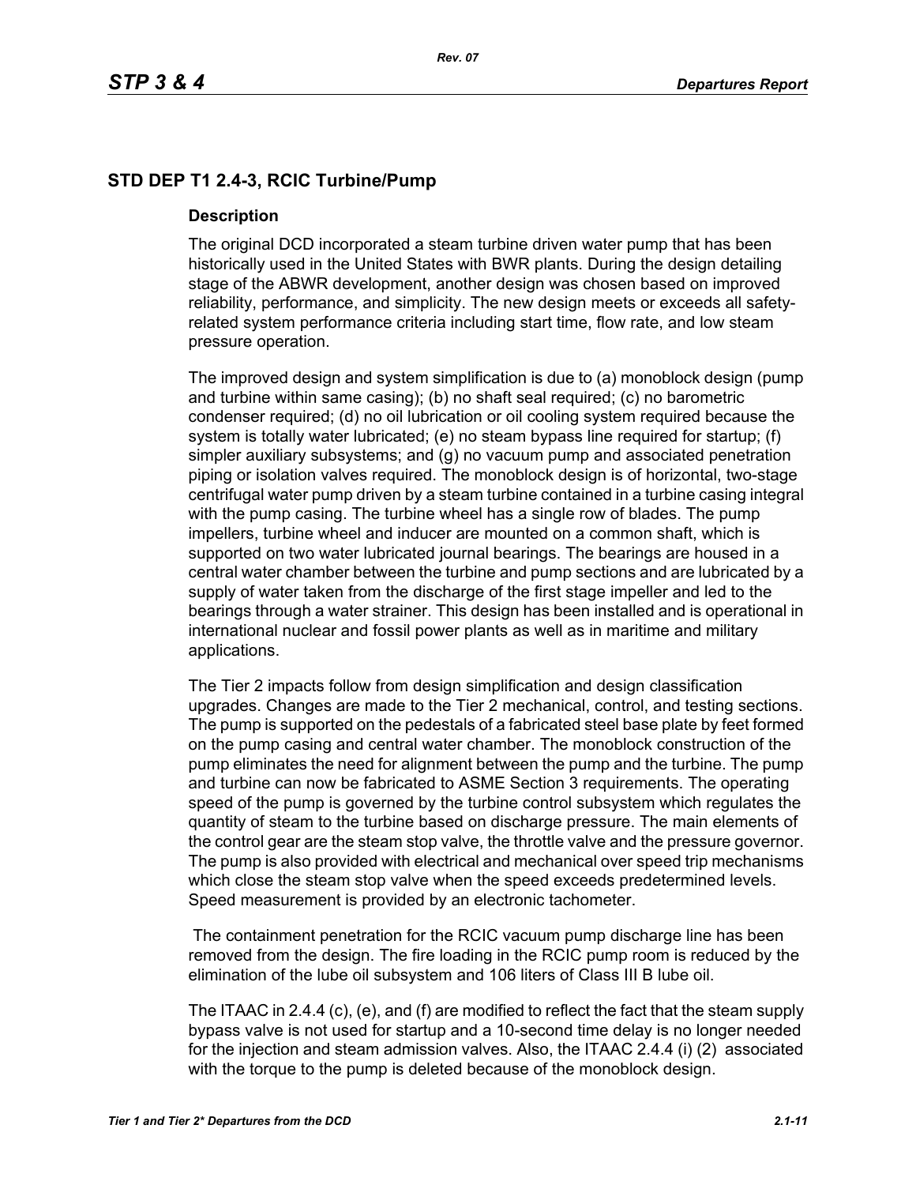## STD DEP T1 2.4-3, RCIC Turbine/Pump

### Description

The original DCD incorporated a steam turbine driven water pump that has been historically used in the United States with BWR plants. During the design detailing stage of the ABWR development, another design was chosen based on improved reliability, performance, and simplicity. The new design meets or exceeds all safety-related system performance criteria including start time, flow rate, and low steam pressure operation.

The improved design and system simplification is due to (a) monoblock design (pump and turbine within same casing); (b) no shaft seal required; (c) no barometric condenser required; (d) no oil lubrication or oil cooling system required because the system is totally water lubricated; (e) no steam bypass line required for startup; (f) simpler auxiliary subsystems; and (g) no vacuum pump and associated penetration piping or isolation valves required. The monoblock design is of horizontal, two-stage centrifugal water pump driven by a steam turbine contained in a turbine casing integral with the pump casing. The turbine wheel has a single row of blades. The pump impellers, turbine wheel and inducer are mounted on a common shaft, which is supported on two water lubricated journal bearings. The bearings are housed in a central water chamber between the turbine and pump sections and are lubricated by a supply of water taken from the discharge of the first stage impeller and led to the bearings through a water strainer. This design has been installed and is operational in international nuclear and fossil power plants as well as in maritime and military applications.

The Tier 2 impacts follow from design simplification and design classification upgrades. Changes are made to the Tier 2 mechanical, control, and testing sections. The pump is supported on the pedestals of a fabricated steel base plate by feet formed on the pump casing and central water chamber. The monoblock construction of the pump eliminates the need for alignment between the pump and the turbine. The pump and turbine can now be fabricated to ASME Section 3 requirements. The operating speed of the pump is governed by the turbine control subsystem which regulates the quantity of steam to the turbine based on discharge pressure. The main elements of the control gear are the steam stop valve, the throttle valve and the pressure governor. The pump is also provided with electrical and mechanical over speed trip mechanisms which close the steam stop valve when the speed exceeds predetermined levels. Speed measurement is provided by an electronic tachometer.

The containment penetration for the RCIC vacuum pump discharge line has been removed from the design. The fire loading in the RCIC pump room is reduced by the elimination of the lube oil subsystem and 106 liters of Class III B lube oil.

The ITAAC in 2.4.4 (c), (e), and (f) are modified to reflect the fact that the steam supply bypass valve is not used for startup and a 10-second time delay is no longer needed for the injection and steam admission valves. Also, the ITAAC 2.4.4 (i) (2) associated with the torque to the pump is deleted because of the monoblock design.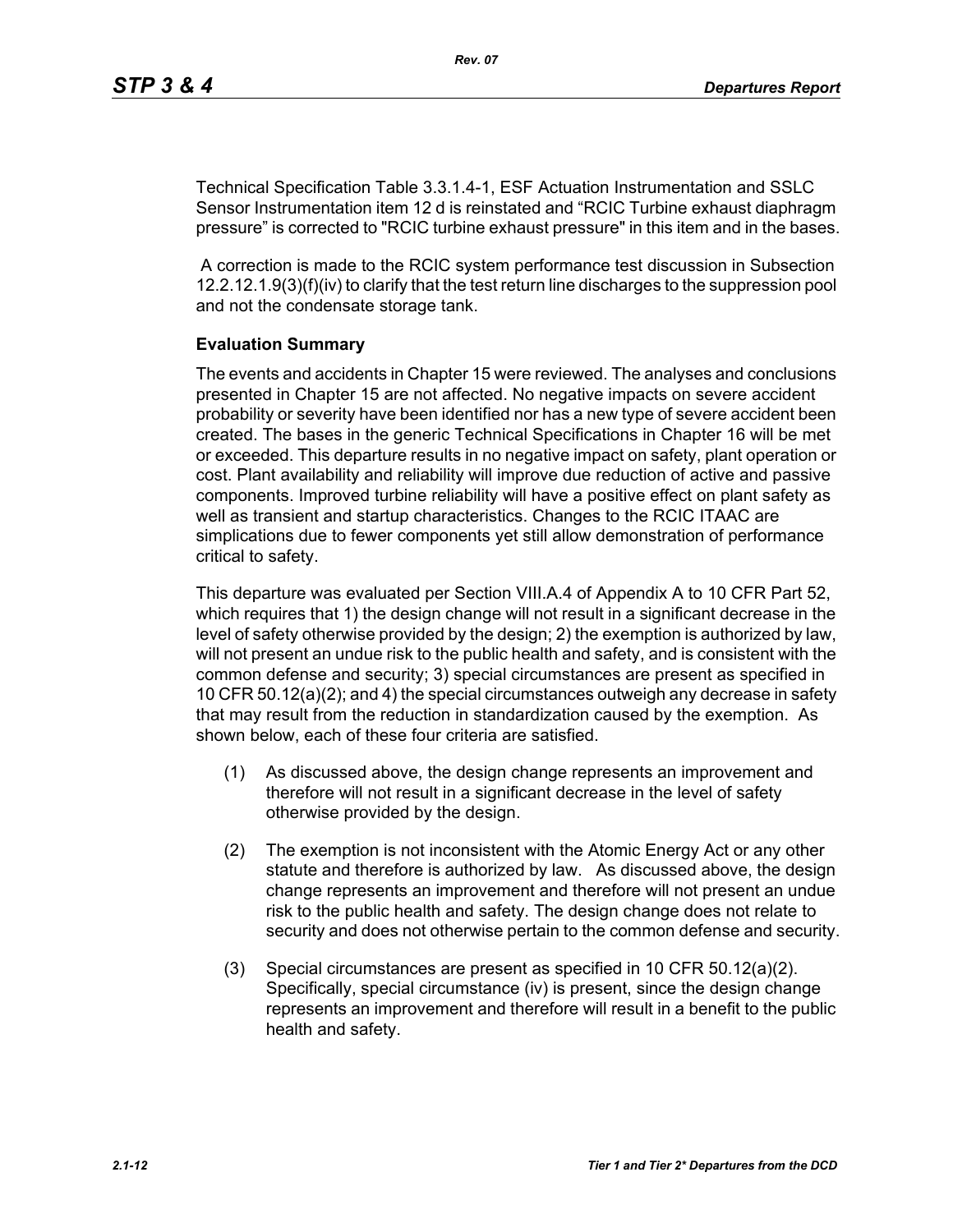Technical Specification Table 3.3.1.4-1, ESF Actuation Instrumentation and SSLC Sensor Instrumentation item 12 d is reinstated and “RCIC Turbine exhaust diaphragm pressure” is corrected to "RCIC turbine exhaust pressure" in this item and in the bases.

A correction is made to the RCIC system performance test discussion in Subsection 12.2.12.1.9(3)(f)(iv) to clarify that the test return line discharges to the suppression pool and not the condensate storage tank.

**Evaluation Summary**

The events and accidents in Chapter 15 were reviewed. The analyses and conclusions presented in Chapter 15 are not affected. No negative impacts on severe accident probability or severity have been identified nor has a new type of severe accident been created. The bases in the generic Technical Specifications in Chapter 16 will be met or exceeded. This departure results in no negative impact on safety, plant operation or cost. Plant availability and reliability will improve due reduction of active and passive components. Improved turbine reliability will have a positive effect on plant safety as well as transient and startup characteristics. Changes to the RCIC ITAAC are simplications due to fewer components yet still allow demonstration of performance critical to safety.

This departure was evaluated per Section VIII.A.4 of Appendix A to 10 CFR Part 52, which requires that 1) the design change will not result in a significant decrease in the level of safety otherwise provided by the design; 2) the exemption is authorized by law, will not present an undue risk to the public health and safety, and is consistent with the common defense and security; 3) special circumstances are present as specified in 10 CFR 50.12(a)(2); and 4) the special circumstances outweigh any decrease in safety that may result from the reduction in standardization caused by the exemption. As shown below, each of these four criteria are satisfied.

(1) As discussed above, the design change represents an improvement and therefore will not result in a significant decrease in the level of safety otherwise provided by the design.

(2) The exemption is not inconsistent with the Atomic Energy Act or any other statute and therefore is authorized by law. As discussed above, the design change represents an improvement and therefore will not present an undue risk to the public health and safety. The design change does not relate to security and does not otherwise pertain to the common defense and security.

(3) Special circumstances are present as specified in 10 CFR 50.12(a)(2). Specifically, special circumstance (iv) is present, since the design change represents an improvement and therefore will result in a benefit to the public health and safety.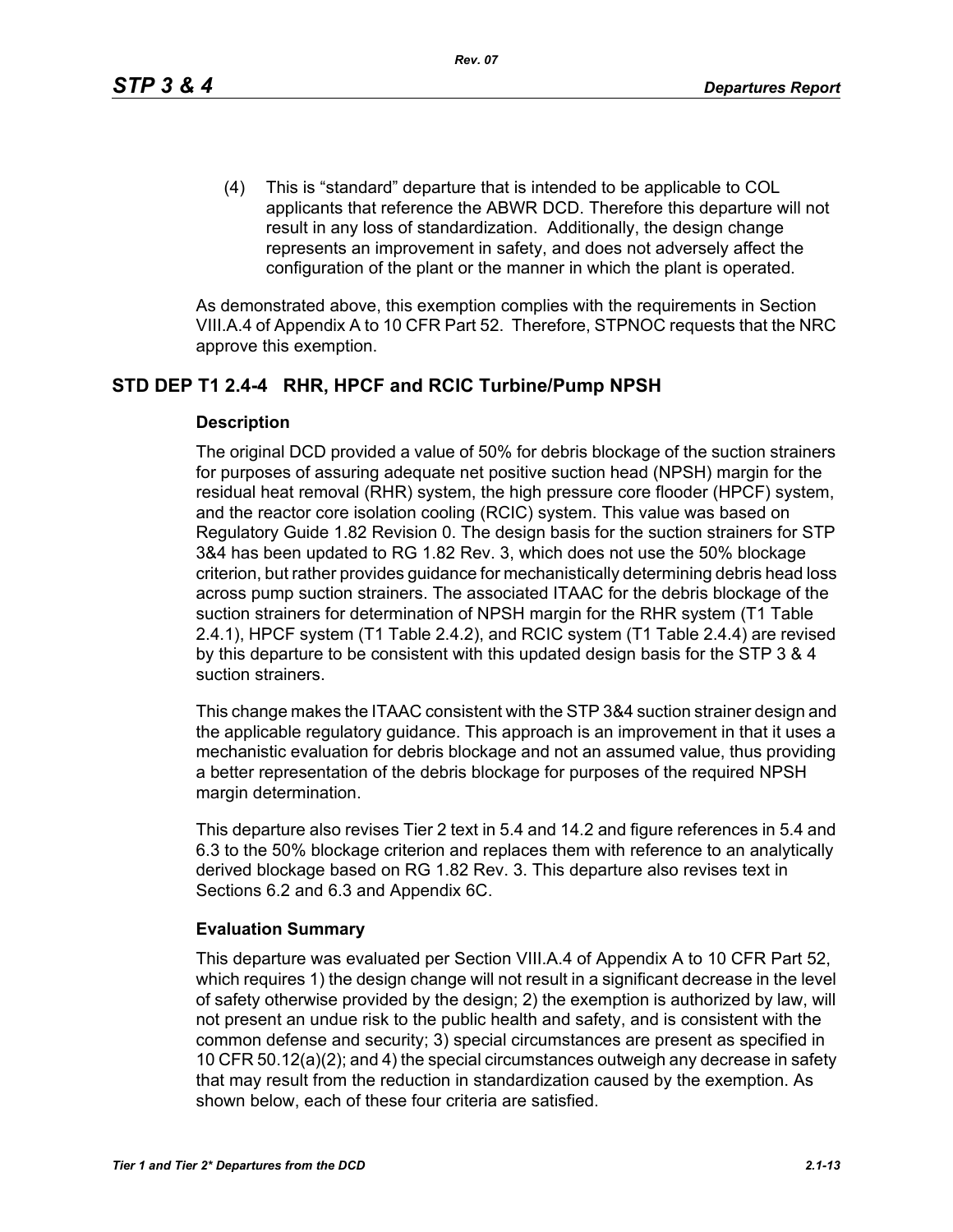(4) This is "standard" departure that is intended to be applicable to COL applicants that reference the ABWR DCD. Therefore this departure will not result in any loss of standardization. Additionally, the design change represents an improvement in safety, and does not adversely affect the configuration of the plant or the manner in which the plant is operated.

As demonstrated above, this exemption complies with the requirements in Section VIII.A.4 of Appendix A to 10 CFR Part 52. Therefore, STPNOC requests that the NRC approve this exemption.

## STD DEP T1 2.4-4 RHR, HPCF and RCIC Turbine/Pump NPSH

### Description

The original DCD provided a value of 50% for debris blockage of the suction strainers for purposes of assuring adequate net positive suction head (NPSH) margin for the residual heat removal (RHR) system, the high pressure core flooder (HPCF) system, and the reactor core isolation cooling (RCIC) system. This value was based on Regulatory Guide 1.82 Revision 0. The design basis for the suction strainers for STP 3&4 has been updated to RG 1.82 Rev. 3, which does not use the 50% blockage criterion, but rather provides guidance for mechanistically determining debris head loss across pump suction strainers. The associated ITAAC for the debris blockage of the suction strainers for determination of NPSH margin for the RHR system (T1 Table 2.4.1), HPCF system (T1 Table 2.4.2), and RCIC system (T1 Table 2.4.4) are revised by this departure to be consistent with this updated design basis for the STP 3 & 4 suction strainers.

This change makes the ITAAC consistent with the STP 3&4 suction strainer design and the applicable regulatory guidance. This approach is an improvement in that it uses a mechanistic evaluation for debris blockage and not an assumed value, thus providing a better representation of the debris blockage for purposes of the required NPSH margin determination.

This departure also revises Tier 2 text in 5.4 and 14.2 and figure references in 5.4 and 6.3 to the 50% blockage criterion and replaces them with reference to an analytically derived blockage based on RG 1.82 Rev. 3. This departure also revises text in Sections 6.2 and 6.3 and Appendix 6C.

### Evaluation Summary

This departure was evaluated per Section VIII.A.4 of Appendix A to 10 CFR Part 52, which requires 1) the design change will not result in a significant decrease in the level of safety otherwise provided by the design; 2) the exemption is authorized by law, will not present an undue risk to the public health and safety, and is consistent with the common defense and security; 3) special circumstances are present as specified in 10 CFR 50.12(a)(2); and 4) the special circumstances outweigh any decrease in safety that may result from the reduction in standardization caused by the exemption. As shown below, each of these four criteria are satisfied.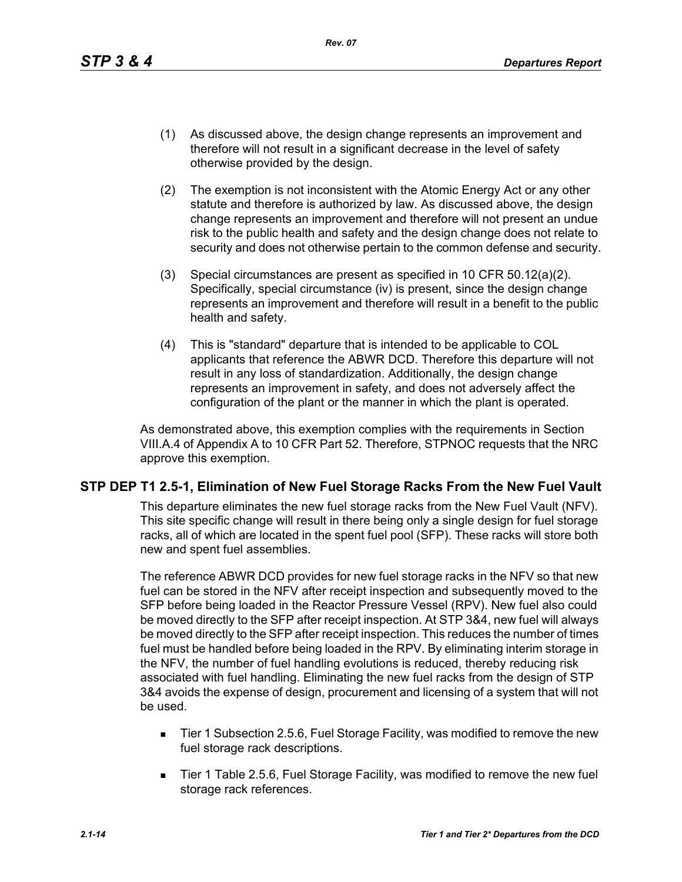(1) As discussed above, the design change represents an improvement and therefore will not result in a significant decrease in the level of safety otherwise provided by the design.

(2) The exemption is not inconsistent with the Atomic Energy Act or any other statute and therefore is authorized by law. As discussed above, the design change represents an improvement and therefore will not present an undue risk to the public health and safety and the design change does not relate to security and does not otherwise pertain to the common defense and security.

(3) Special circumstances are present as specified in 10 CFR 50.12(a)(2). Specifically, special circumstance (iv) is present, since the design change represents an improvement and therefore will result in a benefit to the public health and safety.

(4) This is "standard" departure that is intended to be applicable to COL applicants that reference the ABWR DCD. Therefore this departure will not result in any loss of standardization. Additionally, the design change represents an improvement in safety, and does not adversely affect the configuration of the plant or the manner in which the plant is operated.

As demonstrated above, this exemption complies with the requirements in Section VIII.A.4 of Appendix A to 10 CFR Part 52. Therefore, STPNOC requests that the NRC approve this exemption.

## STP DEP T1 2.5-1, Elimination of New Fuel Storage Racks From the New Fuel Vault

This departure eliminates the new fuel storage racks from the New Fuel Vault (NFV). This site specific change will result in there being only a single design for fuel storage racks, all of which are located in the spent fuel pool (SFP). These racks will store both new and spent fuel assemblies.

The reference ABWR DCD provides for new fuel storage racks in the NFV so that new fuel can be stored in the NFV after receipt inspection and subsequently moved to the SFP before being loaded in the Reactor Pressure Vessel (RPV). New fuel also could be moved directly to the SFP after receipt inspection. At STP 3&4, new fuel will always be moved directly to the SFP after receipt inspection. This reduces the number of times fuel must be handled before being loaded in the RPV. By eliminating interim storage in the NFV, the number of fuel handling evolutions is reduced, thereby reducing risk associated with fuel handling. Eliminating the new fuel racks from the design of STP 3&4 avoids the expense of design, procurement and licensing of a system that will not be used.

- Tier 1 Subsection 2.5.6, Fuel Storage Facility, was modified to remove the new fuel storage rack descriptions.
- Tier 1 Table 2.5.6, Fuel Storage Facility, was modified to remove the new fuel storage rack references.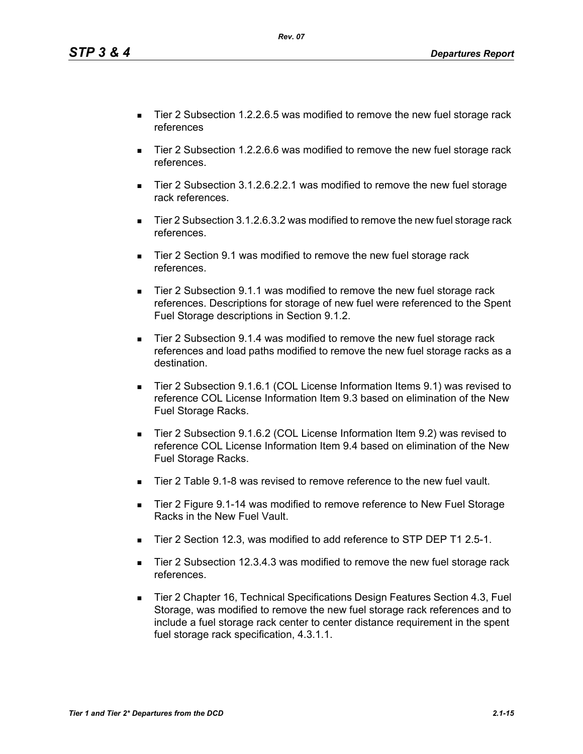- Tier 2 Subsection 1.2.2.6.5 was modified to remove the new fuel storage rack references
- Tier 2 Subsection 1.2.2.6.6 was modified to remove the new fuel storage rack references.
- Tier 2 Subsection 3.1.2.6.2.2.1 was modified to remove the new fuel storage rack references.
- Tier 2 Subsection 3.1.2.6.3.2 was modified to remove the new fuel storage rack references.
- Tier 2 Section 9.1 was modified to remove the new fuel storage rack references.
- Tier 2 Subsection 9.1.1 was modified to remove the new fuel storage rack references. Descriptions for storage of new fuel were referenced to the Spent Fuel Storage descriptions in Section 9.1.2.
- Tier 2 Subsection 9.1.4 was modified to remove the new fuel storage rack references and load paths modified to remove the new fuel storage racks as a destination.
- Tier 2 Subsection 9.1.6.1 (COL License Information Items 9.1) was revised to reference COL License Information Item 9.3 based on elimination of the New Fuel Storage Racks.
- Tier 2 Subsection 9.1.6.2 (COL License Information Item 9.2) was revised to reference COL License Information Item 9.4 based on elimination of the New Fuel Storage Racks.
- Tier 2 Table 9.1-8 was revised to remove reference to the new fuel vault.
- Tier 2 Figure 9.1-14 was modified to remove reference to New Fuel Storage Racks in the New Fuel Vault.
- Tier 2 Section 12.3, was modified to add reference to STP DEP T1 2.5-1.
- Tier 2 Subsection 12.3.4.3 was modified to remove the new fuel storage rack references.
- Tier 2 Chapter 16, Technical Specifications Design Features Section 4.3, Fuel Storage, was modified to remove the new fuel storage rack references and to include a fuel storage rack center to center distance requirement in the spent fuel storage rack specification, 4.3.1.1.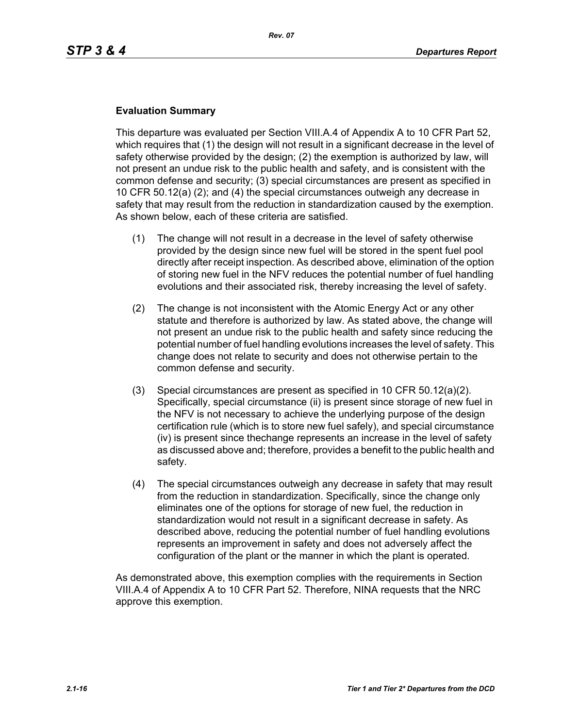**Evaluation Summary**

This departure was evaluated per Section VIII.A.4 of Appendix A to 10 CFR Part 52, which requires that (1) the design will not result in a significant decrease in the level of safety otherwise provided by the design; (2) the exemption is authorized by law, will not present an undue risk to the public health and safety, and is consistent with the common defense and security; (3) special circumstances are present as specified in 10 CFR 50.12(a) (2); and (4) the special circumstances outweigh any decrease in safety that may result from the reduction in standardization caused by the exemption. As shown below, each of these criteria are satisfied.

(1) The change will not result in a decrease in the level of safety otherwise provided by the design since new fuel will be stored in the spent fuel pool directly after receipt inspection. As described above, elimination of the option of storing new fuel in the NFV reduces the potential number of fuel handling evolutions and their associated risk, thereby increasing the level of safety.

(2) The change is not inconsistent with the Atomic Energy Act or any other statute and therefore is authorized by law. As stated above, the change will not present an undue risk to the public health and safety since reducing the potential number of fuel handling evolutions increases the level of safety. This change does not relate to security and does not otherwise pertain to the common defense and security.

(3) Special circumstances are present as specified in 10 CFR 50.12(a)(2). Specifically, special circumstance (ii) is present since storage of new fuel in the NFV is not necessary to achieve the underlying purpose of the design certification rule (which is to store new fuel safely), and special circumstance (iv) is present since thechange represents an increase in the level of safety as discussed above and; therefore, provides a benefit to the public health and safety.

(4) The special circumstances outweigh any decrease in safety that may result from the reduction in standardization. Specifically, since the change only eliminates one of the options for storage of new fuel, the reduction in standardization would not result in a significant decrease in safety. As described above, reducing the potential number of fuel handling evolutions represents an improvement in safety and does not adversely affect the configuration of the plant or the manner in which the plant is operated.

As demonstrated above, this exemption complies with the requirements in Section VIII.A.4 of Appendix A to 10 CFR Part 52. Therefore, NINA requests that the NRC approve this exemption.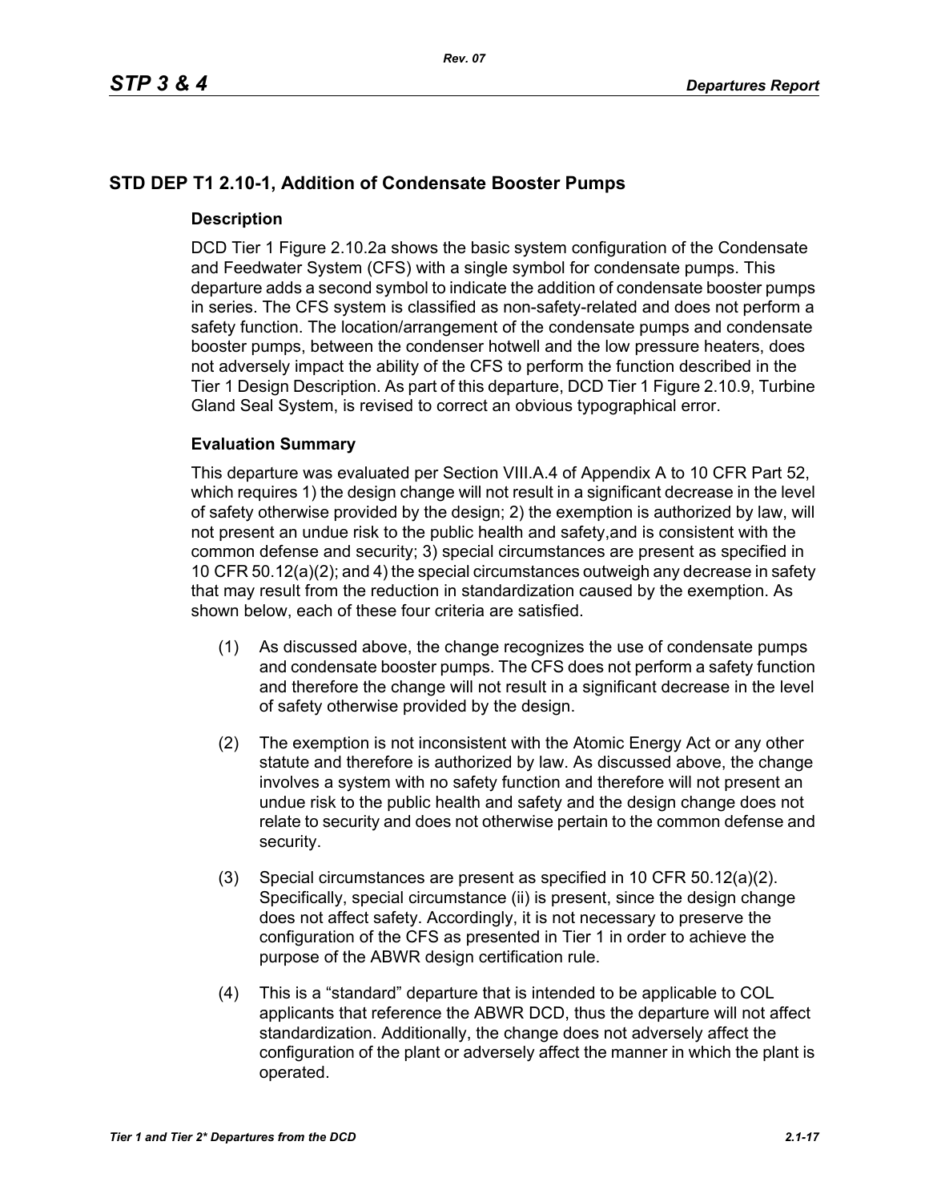## STD DEP T1 2.10-1, Addition of Condensate Booster Pumps

### Description

DCD Tier 1 Figure 2.10.2a shows the basic system configuration of the Condensate and Feedwater System (CFS) with a single symbol for condensate pumps. This departure adds a second symbol to indicate the addition of condensate booster pumps in series. The CFS system is classified as non-safety-related and does not perform a safety function. The location/arrangement of the condensate pumps and condensate booster pumps, between the condenser hotwell and the low pressure heaters, does not adversely impact the ability of the CFS to perform the function described in the Tier 1 Design Description. As part of this departure, DCD Tier 1 Figure 2.10.9, Turbine Gland Seal System, is revised to correct an obvious typographical error.

### Evaluation Summary

This departure was evaluated per Section VIII.A.4 of Appendix A to 10 CFR Part 52, which requires 1) the design change will not result in a significant decrease in the level of safety otherwise provided by the design; 2) the exemption is authorized by law, will not present an undue risk to the public health and safety,and is consistent with the common defense and security; 3) special circumstances are present as specified in 10 CFR 50.12(a)(2); and 4) the special circumstances outweigh any decrease in safety that may result from the reduction in standardization caused by the exemption. As shown below, each of these four criteria are satisfied.

(1) As discussed above, the change recognizes the use of condensate pumps and condensate booster pumps. The CFS does not perform a safety function and therefore the change will not result in a significant decrease in the level of safety otherwise provided by the design.

(2) The exemption is not inconsistent with the Atomic Energy Act or any other statute and therefore is authorized by law. As discussed above, the change involves a system with no safety function and therefore will not present an undue risk to the public health and safety and the design change does not relate to security and does not otherwise pertain to the common defense and security.

(3) Special circumstances are present as specified in 10 CFR 50.12(a)(2). Specifically, special circumstance (ii) is present, since the design change does not affect safety. Accordingly, it is not necessary to preserve the configuration of the CFS as presented in Tier 1 in order to achieve the purpose of the ABWR design certification rule.

(4) This is a “standard” departure that is intended to be applicable to COL applicants that reference the ABWR DCD, thus the departure will not affect standardization. Additionally, the change does not adversely affect the configuration of the plant or adversely affect the manner in which the plant is operated.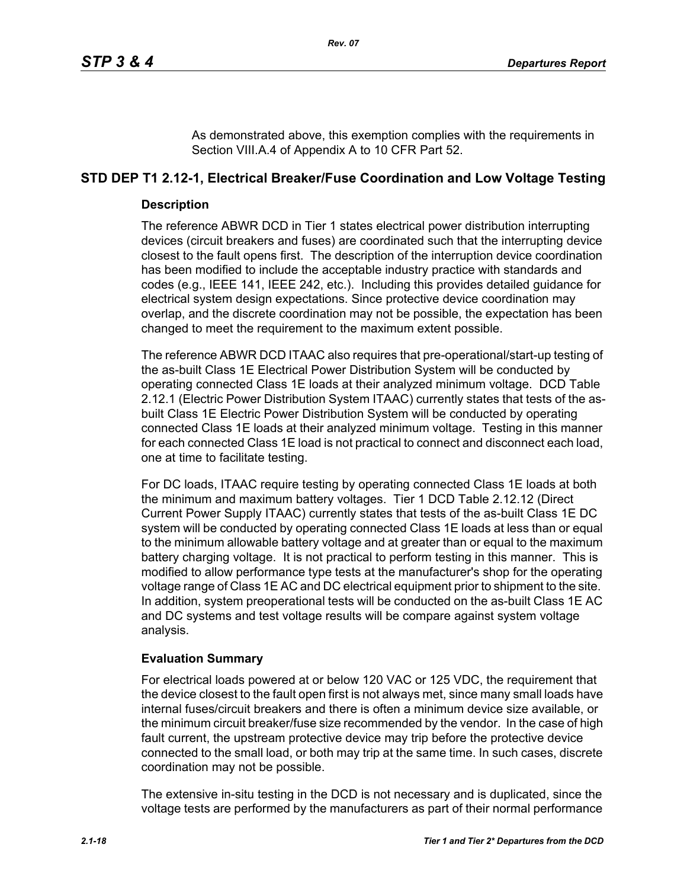As demonstrated above, this exemption complies with the requirements in Section VIII.A.4 of Appendix A to 10 CFR Part 52.

## STD DEP T1 2.12-1, Electrical Breaker/Fuse Coordination and Low Voltage Testing

### Description

The reference ABWR DCD in Tier 1 states electrical power distribution interrupting devices (circuit breakers and fuses) are coordinated such that the interrupting device closest to the fault opens first. The description of the interruption device coordination has been modified to include the acceptable industry practice with standards and codes (e.g., IEEE 141, IEEE 242, etc.). Including this provides detailed guidance for electrical system design expectations. Since protective device coordination may overlap, and the discrete coordination may not be possible, the expectation has been changed to meet the requirement to the maximum extent possible.

The reference ABWR DCD ITAAC also requires that pre-operational/start-up testing of the as-built Class 1E Electrical Power Distribution System will be conducted by operating connected Class 1E loads at their analyzed minimum voltage. DCD Table 2.12.1 (Electric Power Distribution System ITAAC) currently states that tests of the as-built Class 1E Electric Power Distribution System will be conducted by operating connected Class 1E loads at their analyzed minimum voltage. Testing in this manner for each connected Class 1E load is not practical to connect and disconnect each load, one at time to facilitate testing.

For DC loads, ITAAC require testing by operating connected Class 1E loads at both the minimum and maximum battery voltages. Tier 1 DCD Table 2.12.12 (Direct Current Power Supply ITAAC) currently states that tests of the as-built Class 1E DC system will be conducted by operating connected Class 1E loads at less than or equal to the minimum allowable battery voltage and at greater than or equal to the maximum battery charging voltage. It is not practical to perform testing in this manner. This is modified to allow performance type tests at the manufacturer's shop for the operating voltage range of Class 1E AC and DC electrical equipment prior to shipment to the site. In addition, system preoperational tests will be conducted on the as-built Class 1E AC and DC systems and test voltage results will be compare against system voltage analysis.

### Evaluation Summary

For electrical loads powered at or below 120 VAC or 125 VDC, the requirement that the device closest to the fault open first is not always met, since many small loads have internal fuses/circuit breakers and there is often a minimum device size available, or the minimum circuit breaker/fuse size recommended by the vendor. In the case of high fault current, the upstream protective device may trip before the protective device connected to the small load, or both may trip at the same time. In such cases, discrete coordination may not be possible.

The extensive in-situ testing in the DCD is not necessary and is duplicated, since the voltage tests are performed by the manufacturers as part of their normal performance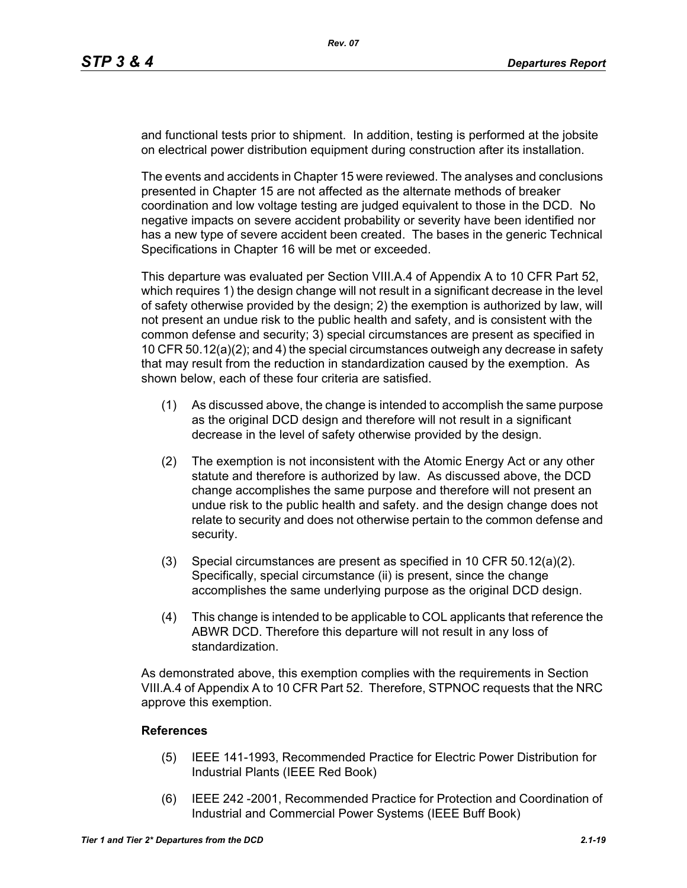and functional tests prior to shipment. In addition, testing is performed at the jobsite on electrical power distribution equipment during construction after its installation.

The events and accidents in Chapter 15 were reviewed. The analyses and conclusions presented in Chapter 15 are not affected as the alternate methods of breaker coordination and low voltage testing are judged equivalent to those in the DCD. No negative impacts on severe accident probability or severity have been identified nor has a new type of severe accident been created. The bases in the generic Technical Specifications in Chapter 16 will be met or exceeded.

This departure was evaluated per Section VIII.A.4 of Appendix A to 10 CFR Part 52, which requires 1) the design change will not result in a significant decrease in the level of safety otherwise provided by the design; 2) the exemption is authorized by law, will not present an undue risk to the public health and safety, and is consistent with the common defense and security; 3) special circumstances are present as specified in 10 CFR 50.12(a)(2); and 4) the special circumstances outweigh any decrease in safety that may result from the reduction in standardization caused by the exemption. As shown below, each of these four criteria are satisfied.

(1) As discussed above, the change is intended to accomplish the same purpose as the original DCD design and therefore will not result in a significant decrease in the level of safety otherwise provided by the design.

(2) The exemption is not inconsistent with the Atomic Energy Act or any other statute and therefore is authorized by law. As discussed above, the DCD change accomplishes the same purpose and therefore will not present an undue risk to the public health and safety. and the design change does not relate to security and does not otherwise pertain to the common defense and security.

(3) Special circumstances are present as specified in 10 CFR 50.12(a)(2). Specifically, special circumstance (ii) is present, since the change accomplishes the same underlying purpose as the original DCD design.

(4) This change is intended to be applicable to COL applicants that reference the ABWR DCD. Therefore this departure will not result in any loss of standardization.

As demonstrated above, this exemption complies with the requirements in Section VIII.A.4 of Appendix A to 10 CFR Part 52. Therefore, STPNOC requests that the NRC approve this exemption.

**References**

(5) IEEE 141-1993, Recommended Practice for Electric Power Distribution for Industrial Plants (IEEE Red Book)

(6) IEEE 242 -2001, Recommended Practice for Protection and Coordination of Industrial and Commercial Power Systems (IEEE Buff Book)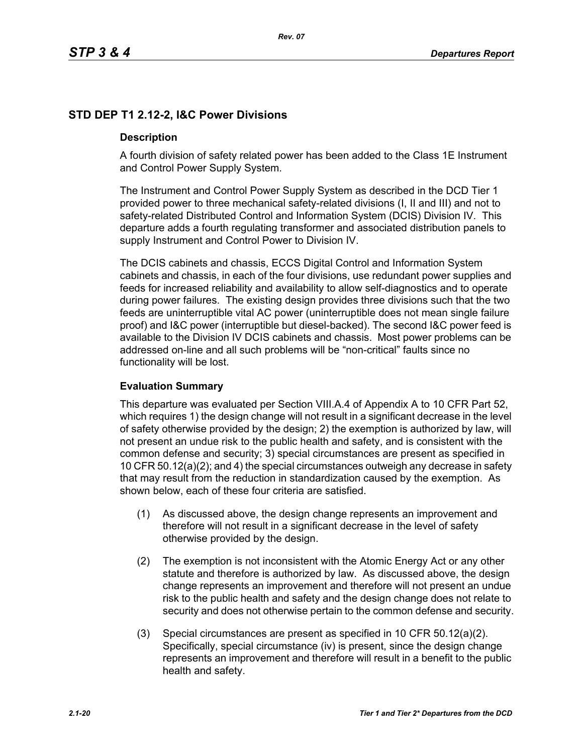## STD DEP T1 2.12-2, I&C Power Divisions

### Description

A fourth division of safety related power has been added to the Class 1E Instrument and Control Power Supply System.

The Instrument and Control Power Supply System as described in the DCD Tier 1 provided power to three mechanical safety-related divisions (I, II and III) and not to safety-related Distributed Control and Information System (DCIS) Division IV. This departure adds a fourth regulating transformer and associated distribution panels to supply Instrument and Control Power to Division IV.

The DCIS cabinets and chassis, ECCS Digital Control and Information System cabinets and chassis, in each of the four divisions, use redundant power supplies and feeds for increased reliability and availability to allow self-diagnostics and to operate during power failures. The existing design provides three divisions such that the two feeds are uninterruptible vital AC power (uninterruptible does not mean single failure proof) and I&C power (interruptible but diesel-backed). The second I&C power feed is available to the Division IV DCIS cabinets and chassis. Most power problems can be addressed on-line and all such problems will be "non-critical" faults since no functionality will be lost.

### Evaluation Summary

This departure was evaluated per Section VIII.A.4 of Appendix A to 10 CFR Part 52, which requires 1) the design change will not result in a significant decrease in the level of safety otherwise provided by the design; 2) the exemption is authorized by law, will not present an undue risk to the public health and safety, and is consistent with the common defense and security; 3) special circumstances are present as specified in 10 CFR 50.12(a)(2); and 4) the special circumstances outweigh any decrease in safety that may result from the reduction in standardization caused by the exemption. As shown below, each of these four criteria are satisfied.

(1) As discussed above, the design change represents an improvement and therefore will not result in a significant decrease in the level of safety otherwise provided by the design.

(2) The exemption is not inconsistent with the Atomic Energy Act or any other statute and therefore is authorized by law. As discussed above, the design change represents an improvement and therefore will not present an undue risk to the public health and safety and the design change does not relate to security and does not otherwise pertain to the common defense and security.

(3) Special circumstances are present as specified in 10 CFR 50.12(a)(2). Specifically, special circumstance (iv) is present, since the design change represents an improvement and therefore will result in a benefit to the public health and safety.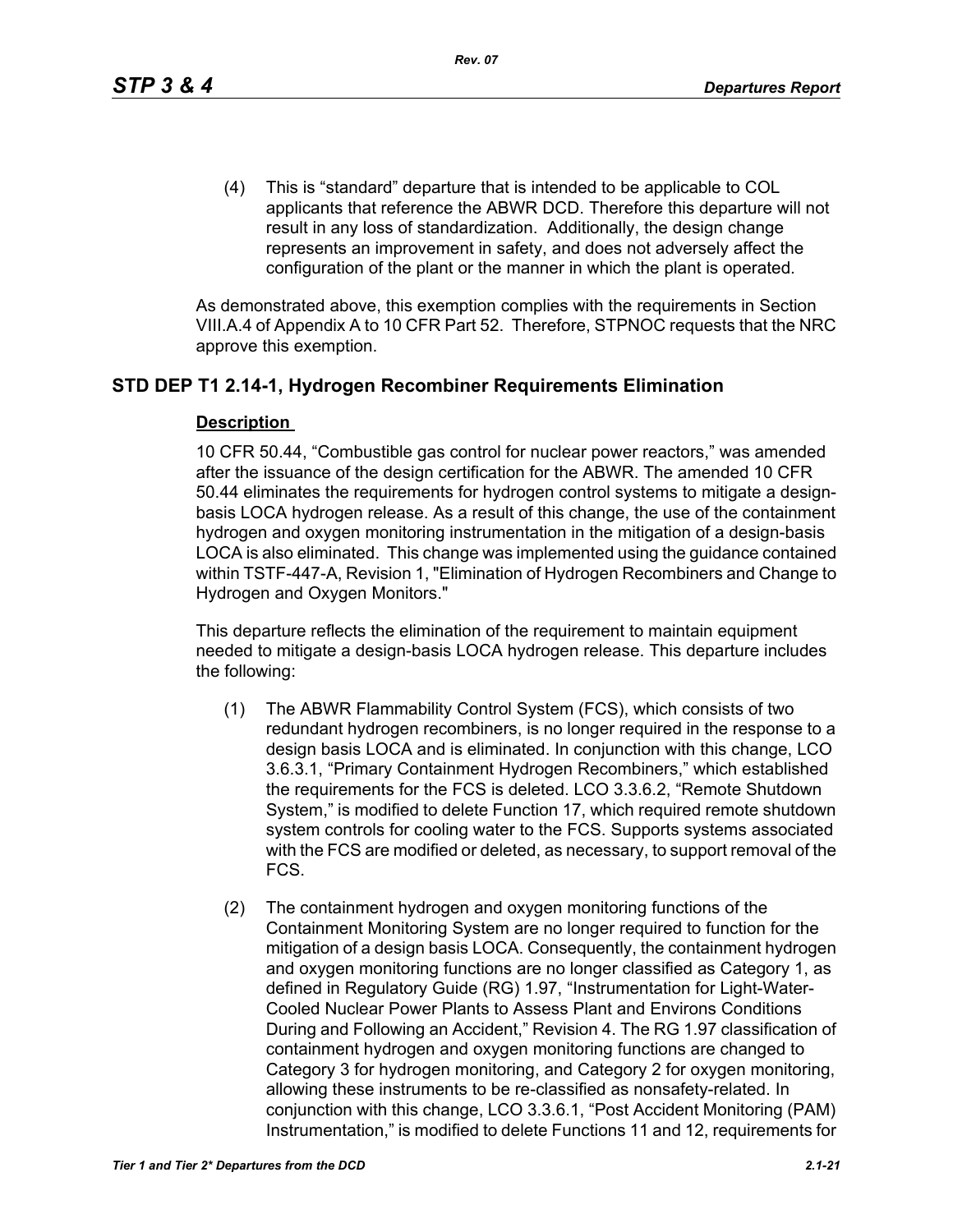(4) This is “standard” departure that is intended to be applicable to COL applicants that reference the ABWR DCD. Therefore this departure will not result in any loss of standardization. Additionally, the design change represents an improvement in safety, and does not adversely affect the configuration of the plant or the manner in which the plant is operated.

As demonstrated above, this exemption complies with the requirements in Section VIII.A.4 of Appendix A to 10 CFR Part 52. Therefore, STPNOC requests that the NRC approve this exemption.

## STD DEP T1 2.14-1, Hydrogen Recombiner Requirements Elimination

### Description

10 CFR 50.44, “Combustible gas control for nuclear power reactors,” was amended after the issuance of the design certification for the ABWR. The amended 10 CFR 50.44 eliminates the requirements for hydrogen control systems to mitigate a design-basis LOCA hydrogen release. As a result of this change, the use of the containment hydrogen and oxygen monitoring instrumentation in the mitigation of a design-basis LOCA is also eliminated. This change was implemented using the guidance contained within TSTF-447-A, Revision 1, "Elimination of Hydrogen Recombiners and Change to Hydrogen and Oxygen Monitors."

This departure reflects the elimination of the requirement to maintain equipment needed to mitigate a design-basis LOCA hydrogen release. This departure includes the following:

(1) The ABWR Flammability Control System (FCS), which consists of two redundant hydrogen recombiners, is no longer required in the response to a design basis LOCA and is eliminated. In conjunction with this change, LCO 3.6.3.1, “Primary Containment Hydrogen Recombiners,” which established the requirements for the FCS is deleted. LCO 3.3.6.2, “Remote Shutdown System,” is modified to delete Function 17, which required remote shutdown system controls for cooling water to the FCS. Supports systems associated with the FCS are modified or deleted, as necessary, to support removal of the FCS.

(2) The containment hydrogen and oxygen monitoring functions of the Containment Monitoring System are no longer required to function for the mitigation of a design basis LOCA. Consequently, the containment hydrogen and oxygen monitoring functions are no longer classified as Category 1, as defined in Regulatory Guide (RG) 1.97, “Instrumentation for Light-Water-Cooled Nuclear Power Plants to Assess Plant and Environs Conditions During and Following an Accident,” Revision 4. The RG 1.97 classification of containment hydrogen and oxygen monitoring functions are changed to Category 3 for hydrogen monitoring, and Category 2 for oxygen monitoring, allowing these instruments to be re-classified as nonsafety-related. In conjunction with this change, LCO 3.3.6.1, “Post Accident Monitoring (PAM) Instrumentation,” is modified to delete Functions 11 and 12, requirements for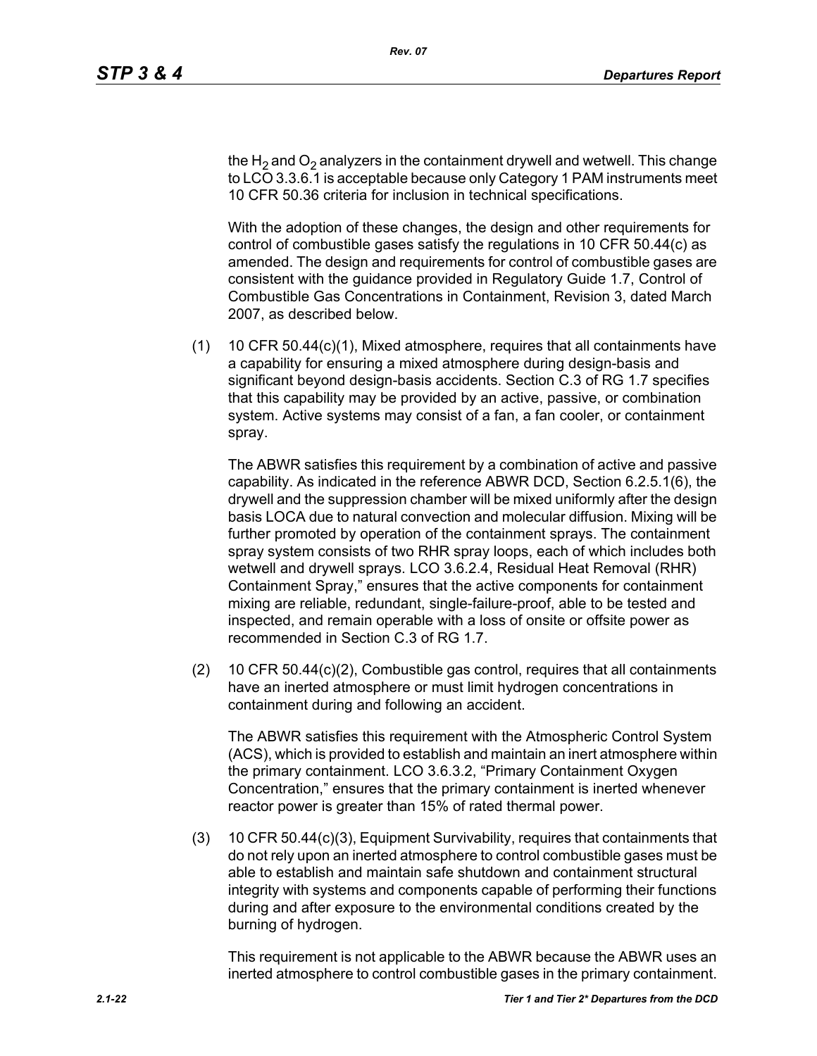the $H_2$ and $O_2$ analyzers in the containment drywell and wetwell. This change to LCO 3.3.6.1 is acceptable because only Category 1 PAM instruments meet 10 CFR 50.36 criteria for inclusion in technical specifications.

With the adoption of these changes, the design and other requirements for control of combustible gases satisfy the regulations in 10 CFR 50.44(c) as amended. The design and requirements for control of combustible gases are consistent with the guidance provided in Regulatory Guide 1.7, Control of Combustible Gas Concentrations in Containment, Revision 3, dated March 2007, as described below.

(1) 10 CFR 50.44(c)(1), Mixed atmosphere, requires that all containments have a capability for ensuring a mixed atmosphere during design-basis and significant beyond design-basis accidents. Section C.3 of RG 1.7 specifies that this capability may be provided by an active, passive, or combination system. Active systems may consist of a fan, a fan cooler, or containment spray.

    The ABWR satisfies this requirement by a combination of active and passive capability. As indicated in the reference ABWR DCD, Section 6.2.5.1(6), the drywell and the suppression chamber will be mixed uniformly after the design basis LOCA due to natural convection and molecular diffusion. Mixing will be further promoted by operation of the containment sprays. The containment spray system consists of two RHR spray loops, each of which includes both wetwell and drywell sprays. LCO 3.6.2.4, Residual Heat Removal (RHR) Containment Spray," ensures that the active components for containment mixing are reliable, redundant, single-failure-proof, able to be tested and inspected, and remain operable with a loss of onsite or offsite power as recommended in Section C.3 of RG 1.7.

(2) 10 CFR 50.44(c)(2), Combustible gas control, requires that all containments have an inerted atmosphere or must limit hydrogen concentrations in containment during and following an accident.

    The ABWR satisfies this requirement with the Atmospheric Control System (ACS), which is provided to establish and maintain an inert atmosphere within the primary containment. LCO 3.6.3.2, "Primary Containment Oxygen Concentration," ensures that the primary containment is inerted whenever reactor power is greater than 15% of rated thermal power.

(3) 10 CFR 50.44(c)(3), Equipment Survivability, requires that containments that do not rely upon an inerted atmosphere to control combustible gases must be able to establish and maintain safe shutdown and containment structural integrity with systems and components capable of performing their functions during and after exposure to the environmental conditions created by the burning of hydrogen.

    This requirement is not applicable to the ABWR because the ABWR uses an inerted atmosphere to control combustible gases in the primary containment.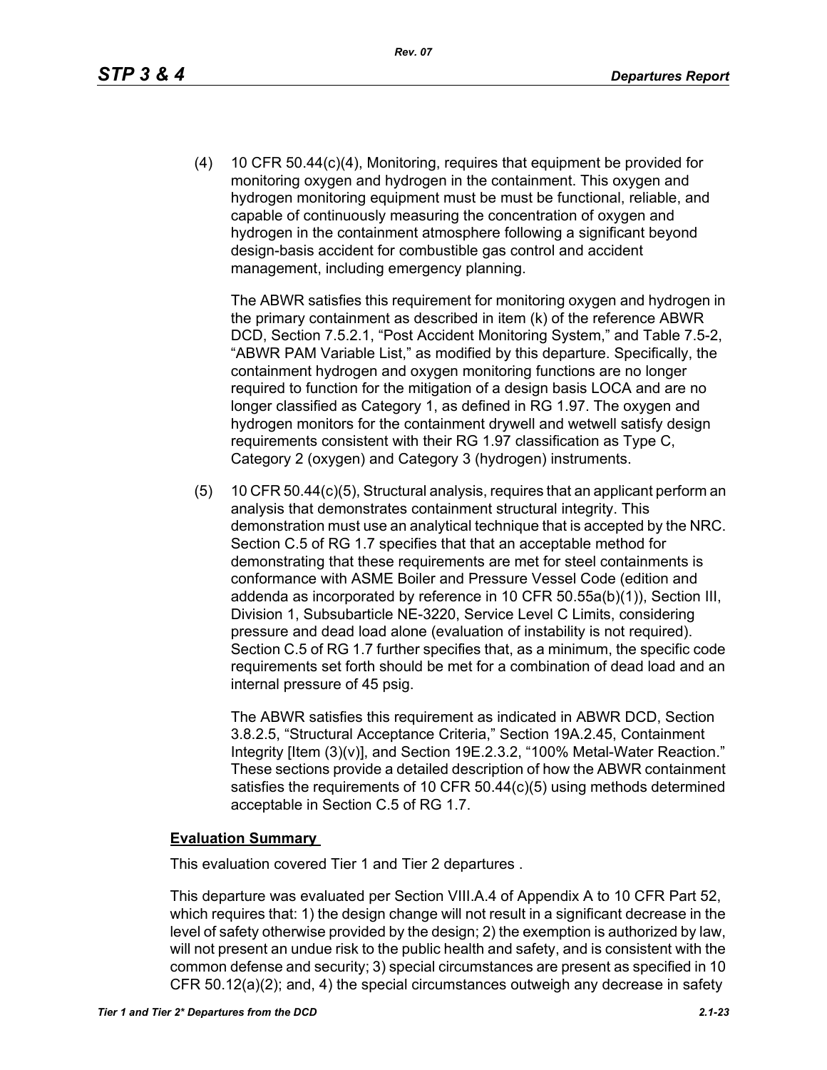(4) 10 CFR 50.44(c)(4), Monitoring, requires that equipment be provided for monitoring oxygen and hydrogen in the containment. This oxygen and hydrogen monitoring equipment must be must be functional, reliable, and capable of continuously measuring the concentration of oxygen and hydrogen in the containment atmosphere following a significant beyond design-basis accident for combustible gas control and accident management, including emergency planning.

The ABWR satisfies this requirement for monitoring oxygen and hydrogen in the primary containment as described in item (k) of the reference ABWR DCD, Section 7.5.2.1, "Post Accident Monitoring System," and Table 7.5-2, "ABWR PAM Variable List," as modified by this departure. Specifically, the containment hydrogen and oxygen monitoring functions are no longer required to function for the mitigation of a design basis LOCA and are no longer classified as Category 1, as defined in RG 1.97. The oxygen and hydrogen monitors for the containment drywell and wetwell satisfy design requirements consistent with their RG 1.97 classification as Type C, Category 2 (oxygen) and Category 3 (hydrogen) instruments.

(5) 10 CFR 50.44(c)(5), Structural analysis, requires that an applicant perform an analysis that demonstrates containment structural integrity. This demonstration must use an analytical technique that is accepted by the NRC. Section C.5 of RG 1.7 specifies that that an acceptable method for demonstrating that these requirements are met for steel containments is conformance with ASME Boiler and Pressure Vessel Code (edition and addenda as incorporated by reference in 10 CFR 50.55a(b)(1)), Section III, Division 1, Subsubarticle NE-3220, Service Level C Limits, considering pressure and dead load alone (evaluation of instability is not required). Section C.5 of RG 1.7 further specifies that, as a minimum, the specific code requirements set forth should be met for a combination of dead load and an internal pressure of 45 psig.

The ABWR satisfies this requirement as indicated in ABWR DCD, Section 3.8.2.5, "Structural Acceptance Criteria," Section 19A.2.45, Containment Integrity [Item (3)(v)], and Section 19E.2.3.2, "100% Metal-Water Reaction." These sections provide a detailed description of how the ABWR containment satisfies the requirements of 10 CFR 50.44(c)(5) using methods determined acceptable in Section C.5 of RG 1.7.

**Evaluation Summary**

This evaluation covered Tier 1 and Tier 2 departures .

This departure was evaluated per Section VIII.A.4 of Appendix A to 10 CFR Part 52, which requires that: 1) the design change will not result in a significant decrease in the level of safety otherwise provided by the design; 2) the exemption is authorized by law, will not present an undue risk to the public health and safety, and is consistent with the common defense and security; 3) special circumstances are present as specified in 10 CFR 50.12(a)(2); and, 4) the special circumstances outweigh any decrease in safety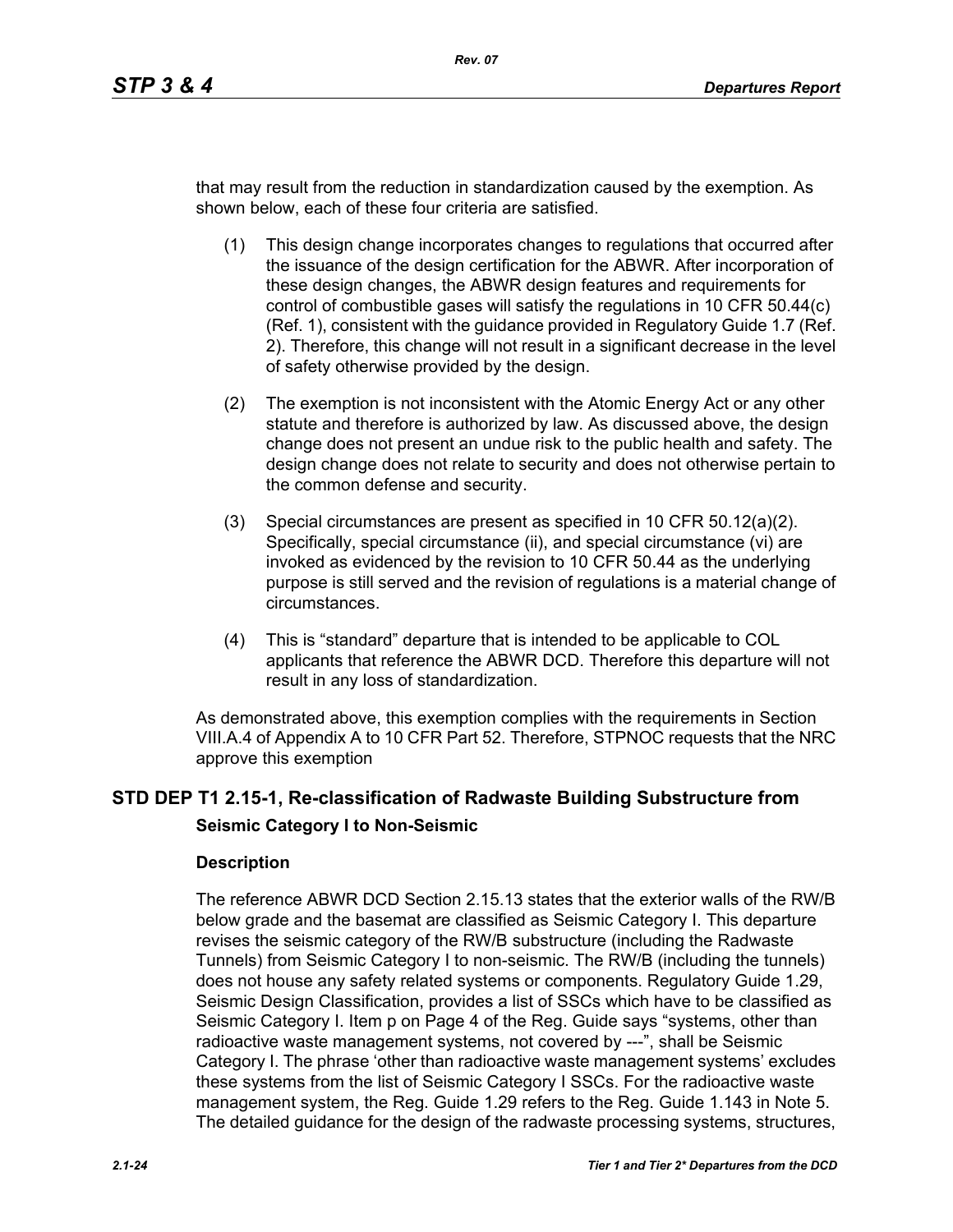that may result from the reduction in standardization caused by the exemption. As shown below, each of these four criteria are satisfied.

(1) This design change incorporates changes to regulations that occurred after the issuance of the design certification for the ABWR. After incorporation of these design changes, the ABWR design features and requirements for control of combustible gases will satisfy the regulations in 10 CFR 50.44(c) (Ref. 1), consistent with the guidance provided in Regulatory Guide 1.7 (Ref. 2). Therefore, this change will not result in a significant decrease in the level of safety otherwise provided by the design.

(2) The exemption is not inconsistent with the Atomic Energy Act or any other statute and therefore is authorized by law. As discussed above, the design change does not present an undue risk to the public health and safety. The design change does not relate to security and does not otherwise pertain to the common defense and security.

(3) Special circumstances are present as specified in 10 CFR 50.12(a)(2). Specifically, special circumstance (ii), and special circumstance (vi) are invoked as evidenced by the revision to 10 CFR 50.44 as the underlying purpose is still served and the revision of regulations is a material change of circumstances.

(4) This is "standard" departure that is intended to be applicable to COL applicants that reference the ABWR DCD. Therefore this departure will not result in any loss of standardization.

As demonstrated above, this exemption complies with the requirements in Section VIII.A.4 of Appendix A to 10 CFR Part 52. Therefore, STPNOC requests that the NRC approve this exemption

## STD DEP T1 2.15-1, Re-classification of Radwaste Building Substructure from Seismic Category I to Non-Seismic

### Description

The reference ABWR DCD Section 2.15.13 states that the exterior walls of the RW/B below grade and the basemat are classified as Seismic Category I. This departure revises the seismic category of the RW/B substructure (including the Radwaste Tunnels) from Seismic Category I to non-seismic. The RW/B (including the tunnels) does not house any safety related systems or components. Regulatory Guide 1.29, Seismic Design Classification, provides a list of SSCs which have to be classified as Seismic Category I. Item p on Page 4 of the Reg. Guide says "systems, other than radioactive waste management systems, not covered by ---", shall be Seismic Category I. The phrase 'other than radioactive waste management systems' excludes these systems from the list of Seismic Category I SSCs. For the radioactive waste management system, the Reg. Guide 1.29 refers to the Reg. Guide 1.143 in Note 5. The detailed guidance for the design of the radwaste processing systems, structures,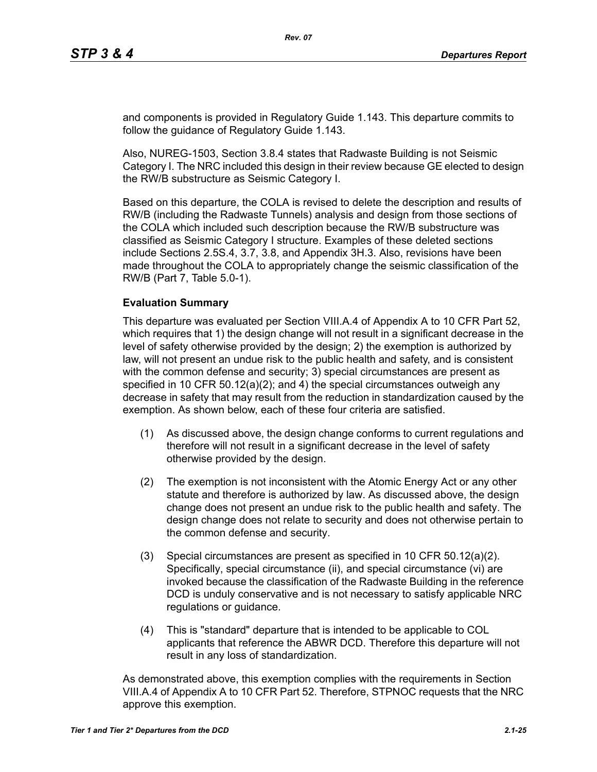and components is provided in Regulatory Guide 1.143. This departure commits to follow the guidance of Regulatory Guide 1.143.

Also, NUREG-1503, Section 3.8.4 states that Radwaste Building is not Seismic Category I. The NRC included this design in their review because GE elected to design the RW/B substructure as Seismic Category I.

Based on this departure, the COLA is revised to delete the description and results of RW/B (including the Radwaste Tunnels) analysis and design from those sections of the COLA which included such description because the RW/B substructure was classified as Seismic Category I structure. Examples of these deleted sections include Sections 2.5S.4, 3.7, 3.8, and Appendix 3H.3. Also, revisions have been made throughout the COLA to appropriately change the seismic classification of the RW/B (Part 7, Table 5.0-1).

**Evaluation Summary**

This departure was evaluated per Section VIII.A.4 of Appendix A to 10 CFR Part 52, which requires that 1) the design change will not result in a significant decrease in the level of safety otherwise provided by the design; 2) the exemption is authorized by law, will not present an undue risk to the public health and safety, and is consistent with the common defense and security; 3) special circumstances are present as specified in 10 CFR 50.12(a)(2); and 4) the special circumstances outweigh any decrease in safety that may result from the reduction in standardization caused by the exemption. As shown below, each of these four criteria are satisfied.

(1) As discussed above, the design change conforms to current regulations and therefore will not result in a significant decrease in the level of safety otherwise provided by the design.

(2) The exemption is not inconsistent with the Atomic Energy Act or any other statute and therefore is authorized by law. As discussed above, the design change does not present an undue risk to the public health and safety. The design change does not relate to security and does not otherwise pertain to the common defense and security.

(3) Special circumstances are present as specified in 10 CFR 50.12(a)(2). Specifically, special circumstance (ii), and special circumstance (vi) are invoked because the classification of the Radwaste Building in the reference DCD is unduly conservative and is not necessary to satisfy applicable NRC regulations or guidance.

(4) This is "standard" departure that is intended to be applicable to COL applicants that reference the ABWR DCD. Therefore this departure will not result in any loss of standardization.

As demonstrated above, this exemption complies with the requirements in Section VIII.A.4 of Appendix A to 10 CFR Part 52. Therefore, STPNOC requests that the NRC approve this exemption.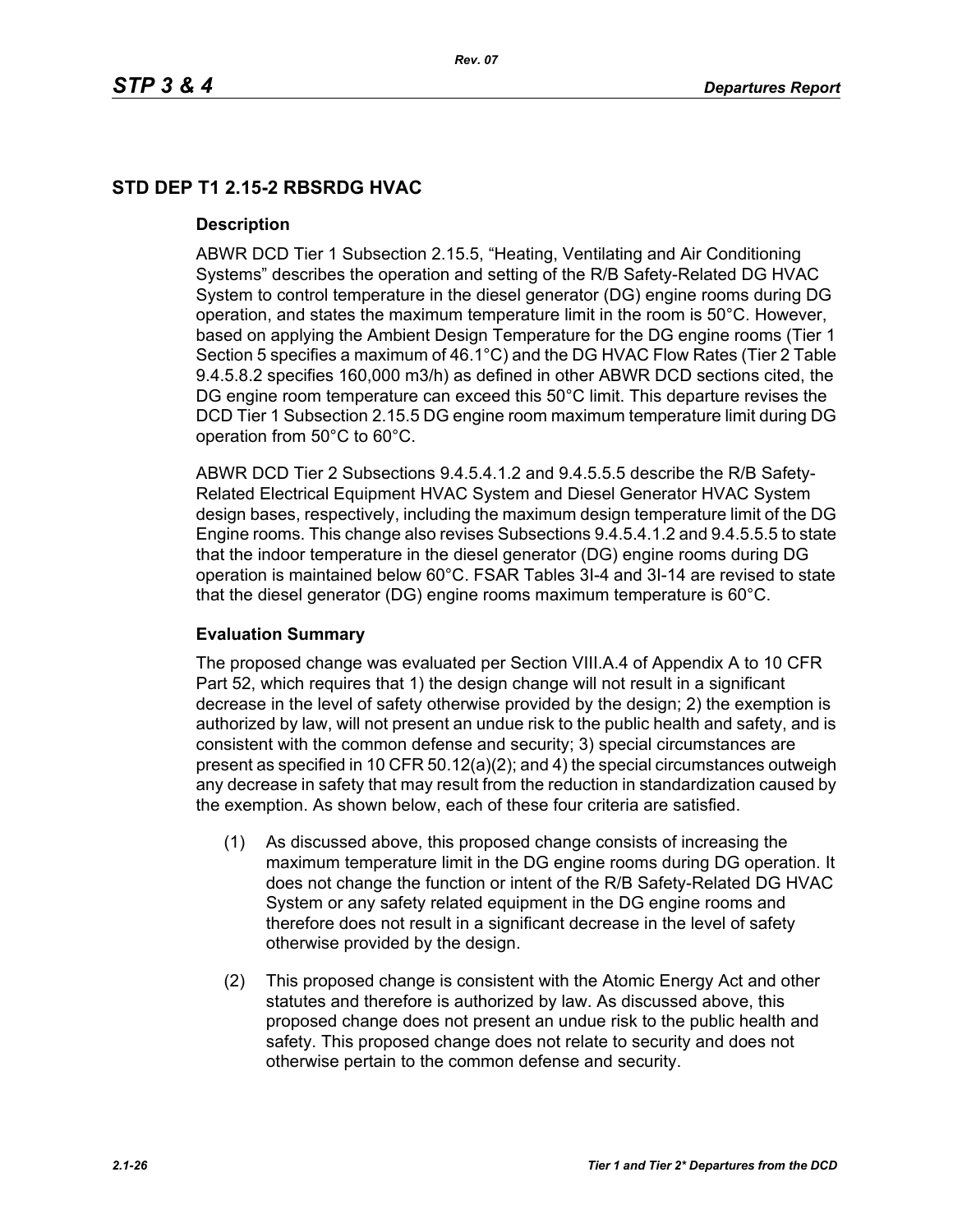## STD DEP T1 2.15-2 RBSRDG HVAC

### Description

ABWR DCD Tier 1 Subsection 2.15.5, "Heating, Ventilating and Air Conditioning Systems" describes the operation and setting of the R/B Safety-Related DG HVAC System to control temperature in the diesel generator (DG) engine rooms during DG operation, and states the maximum temperature limit in the room is 50°C. However, based on applying the Ambient Design Temperature for the DG engine rooms (Tier 1 Section 5 specifies a maximum of 46.1°C) and the DG HVAC Flow Rates (Tier 2 Table 9.4.5.8.2 specifies 160,000 m3/h) as defined in other ABWR DCD sections cited, the DG engine room temperature can exceed this 50°C limit. This departure revises the DCD Tier 1 Subsection 2.15.5 DG engine room maximum temperature limit during DG operation from 50°C to 60°C.

ABWR DCD Tier 2 Subsections 9.4.5.4.1.2 and 9.4.5.5.5 describe the R/B Safety-Related Electrical Equipment HVAC System and Diesel Generator HVAC System design bases, respectively, including the maximum design temperature limit of the DG Engine rooms. This change also revises Subsections 9.4.5.4.1.2 and 9.4.5.5.5 to state that the indoor temperature in the diesel generator (DG) engine rooms during DG operation is maintained below 60°C. FSAR Tables 3I-4 and 3I-14 are revised to state that the diesel generator (DG) engine rooms maximum temperature is 60°C.

### Evaluation Summary

The proposed change was evaluated per Section VIII.A.4 of Appendix A to 10 CFR Part 52, which requires that 1) the design change will not result in a significant decrease in the level of safety otherwise provided by the design; 2) the exemption is authorized by law, will not present an undue risk to the public health and safety, and is consistent with the common defense and security; 3) special circumstances are present as specified in 10 CFR 50.12(a)(2); and 4) the special circumstances outweigh any decrease in safety that may result from the reduction in standardization caused by the exemption. As shown below, each of these four criteria are satisfied.

(1) As discussed above, this proposed change consists of increasing the maximum temperature limit in the DG engine rooms during DG operation. It does not change the function or intent of the R/B Safety-Related DG HVAC System or any safety related equipment in the DG engine rooms and therefore does not result in a significant decrease in the level of safety otherwise provided by the design.

(2) This proposed change is consistent with the Atomic Energy Act and other statutes and therefore is authorized by law. As discussed above, this proposed change does not present an undue risk to the public health and safety. This proposed change does not relate to security and does not otherwise pertain to the common defense and security.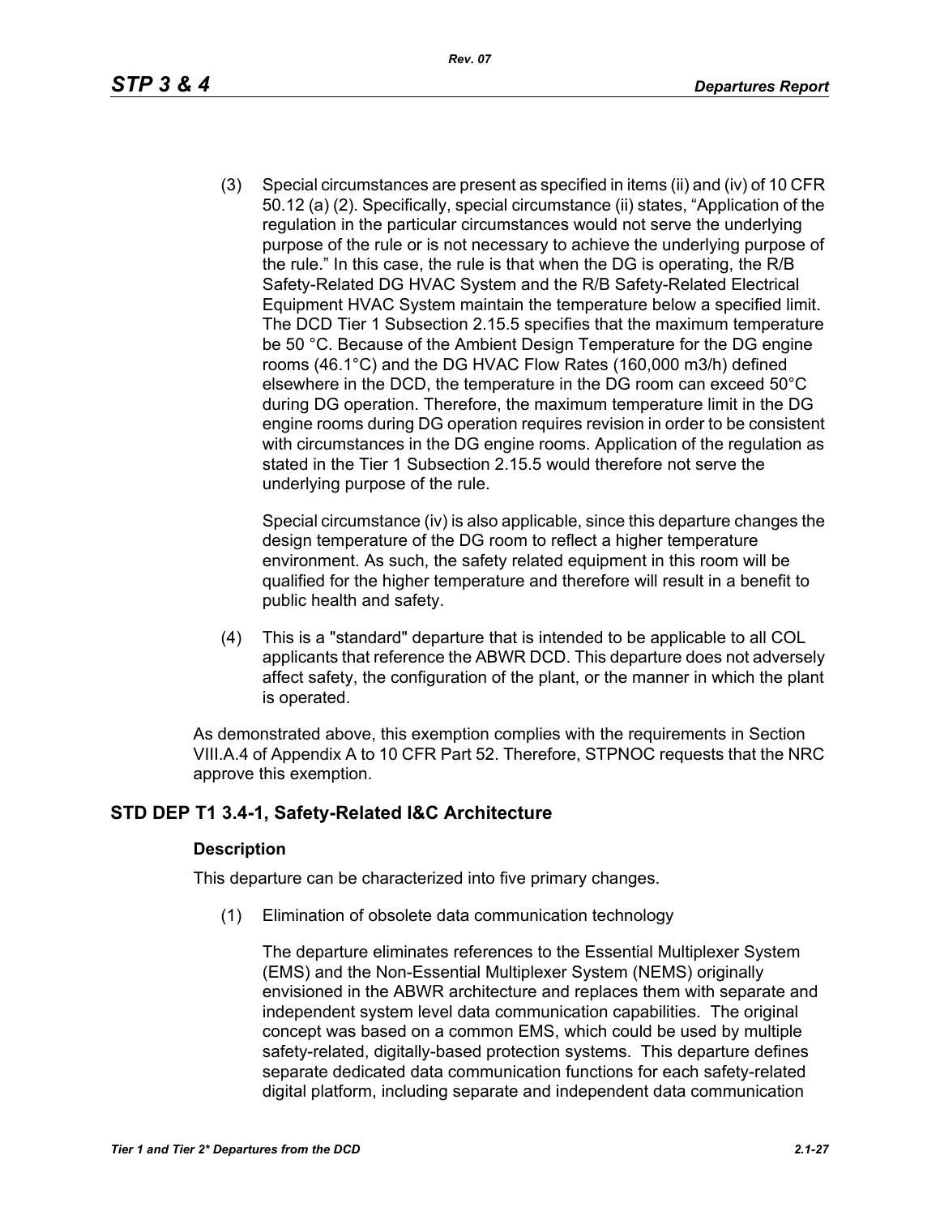(3) Special circumstances are present as specified in items (ii) and (iv) of 10 CFR 50.12 (a) (2). Specifically, special circumstance (ii) states, "Application of the regulation in the particular circumstances would not serve the underlying purpose of the rule or is not necessary to achieve the underlying purpose of the rule." In this case, the rule is that when the DG is operating, the R/B Safety-Related DG HVAC System and the R/B Safety-Related Electrical Equipment HVAC System maintain the temperature below a specified limit. The DCD Tier 1 Subsection 2.15.5 specifies that the maximum temperature be 50 °C. Because of the Ambient Design Temperature for the DG engine rooms (46.1°C) and the DG HVAC Flow Rates (160,000 m3/h) defined elsewhere in the DCD, the temperature in the DG room can exceed 50°C during DG operation. Therefore, the maximum temperature limit in the DG engine rooms during DG operation requires revision in order to be consistent with circumstances in the DG engine rooms. Application of the regulation as stated in the Tier 1 Subsection 2.15.5 would therefore not serve the underlying purpose of the rule.

    Special circumstance (iv) is also applicable, since this departure changes the design temperature of the DG room to reflect a higher temperature environment. As such, the safety related equipment in this room will be qualified for the higher temperature and therefore will result in a benefit to public health and safety.

(4) This is a "standard" departure that is intended to be applicable to all COL applicants that reference the ABWR DCD. This departure does not adversely affect safety, the configuration of the plant, or the manner in which the plant is operated.

As demonstrated above, this exemption complies with the requirements in Section VIII.A.4 of Appendix A to 10 CFR Part 52. Therefore, STPNOC requests that the NRC approve this exemption.

## STD DEP T1 3.4-1, Safety-Related I&C Architecture

### Description

This departure can be characterized into five primary changes.

(1) Elimination of obsolete data communication technology

    The departure eliminates references to the Essential Multiplexer System (EMS) and the Non-Essential Multiplexer System (NEMS) originally envisioned in the ABWR architecture and replaces them with separate and independent system level data communication capabilities. The original concept was based on a common EMS, which could be used by multiple safety-related, digitally-based protection systems. This departure defines separate dedicated data communication functions for each safety-related digital platform, including separate and independent data communication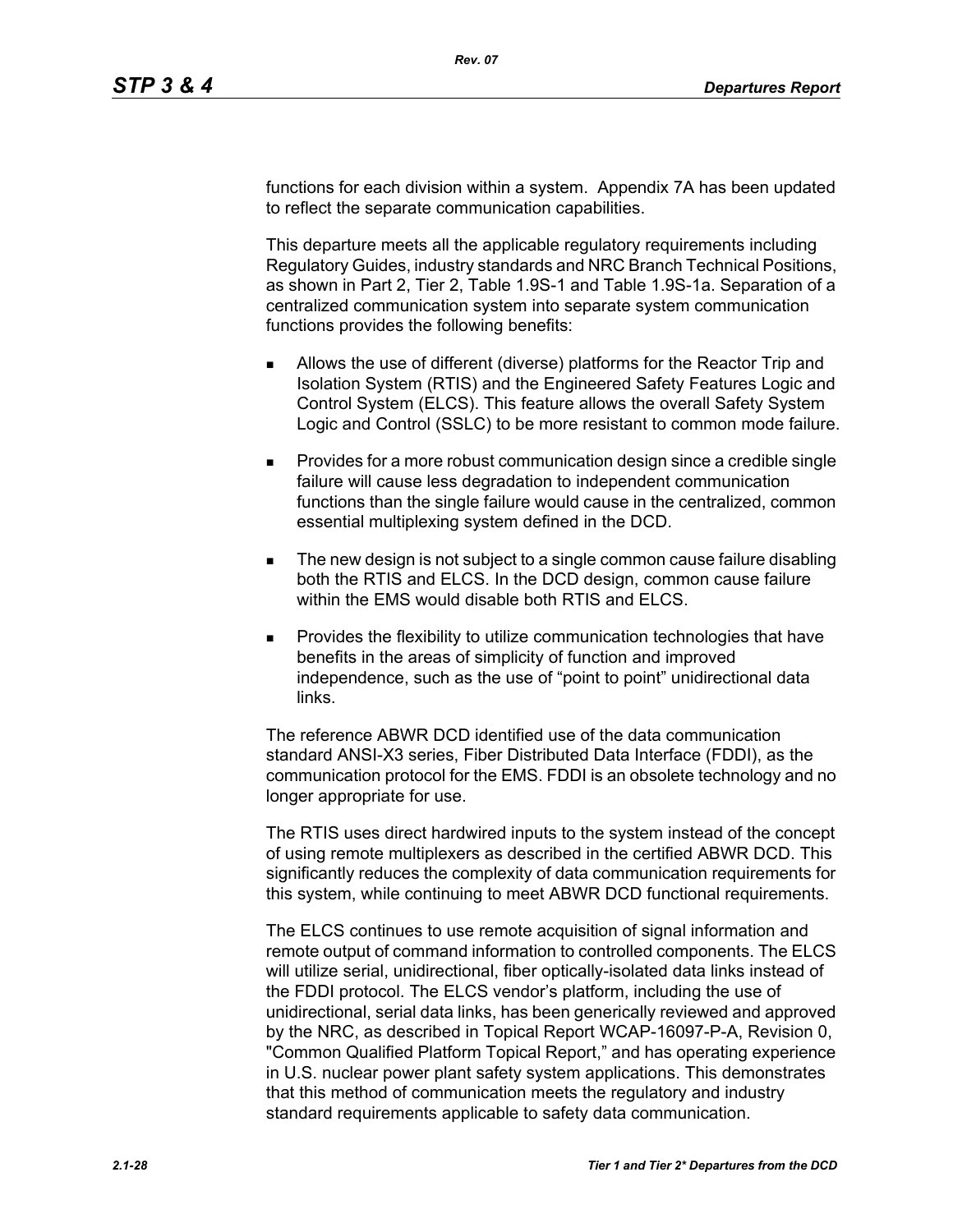functions for each division within a system. Appendix 7A has been updated to reflect the separate communication capabilities.

This departure meets all the applicable regulatory requirements including Regulatory Guides, industry standards and NRC Branch Technical Positions, as shown in Part 2, Tier 2, Table 1.9S-1 and Table 1.9S-1a. Separation of a centralized communication system into separate system communication functions provides the following benefits:

- Allows the use of different (diverse) platforms for the Reactor Trip and Isolation System (RTIS) and the Engineered Safety Features Logic and Control System (ELCS). This feature allows the overall Safety System Logic and Control (SSLC) to be more resistant to common mode failure.
- Provides for a more robust communication design since a credible single failure will cause less degradation to independent communication functions than the single failure would cause in the centralized, common essential multiplexing system defined in the DCD.
- The new design is not subject to a single common cause failure disabling both the RTIS and ELCS. In the DCD design, common cause failure within the EMS would disable both RTIS and ELCS.
- Provides the flexibility to utilize communication technologies that have benefits in the areas of simplicity of function and improved independence, such as the use of "point to point" unidirectional data links.

The reference ABWR DCD identified use of the data communication standard ANSI-X3 series, Fiber Distributed Data Interface (FDDI), as the communication protocol for the EMS. FDDI is an obsolete technology and no longer appropriate for use.

The RTIS uses direct hardwired inputs to the system instead of the concept of using remote multiplexers as described in the certified ABWR DCD. This significantly reduces the complexity of data communication requirements for this system, while continuing to meet ABWR DCD functional requirements.

The ELCS continues to use remote acquisition of signal information and remote output of command information to controlled components. The ELCS will utilize serial, unidirectional, fiber optically-isolated data links instead of the FDDI protocol. The ELCS vendor's platform, including the use of unidirectional, serial data links, has been generically reviewed and approved by the NRC, as described in Topical Report WCAP-16097-P-A, Revision 0, "Common Qualified Platform Topical Report," and has operating experience in U.S. nuclear power plant safety system applications. This demonstrates that this method of communication meets the regulatory and industry standard requirements applicable to safety data communication.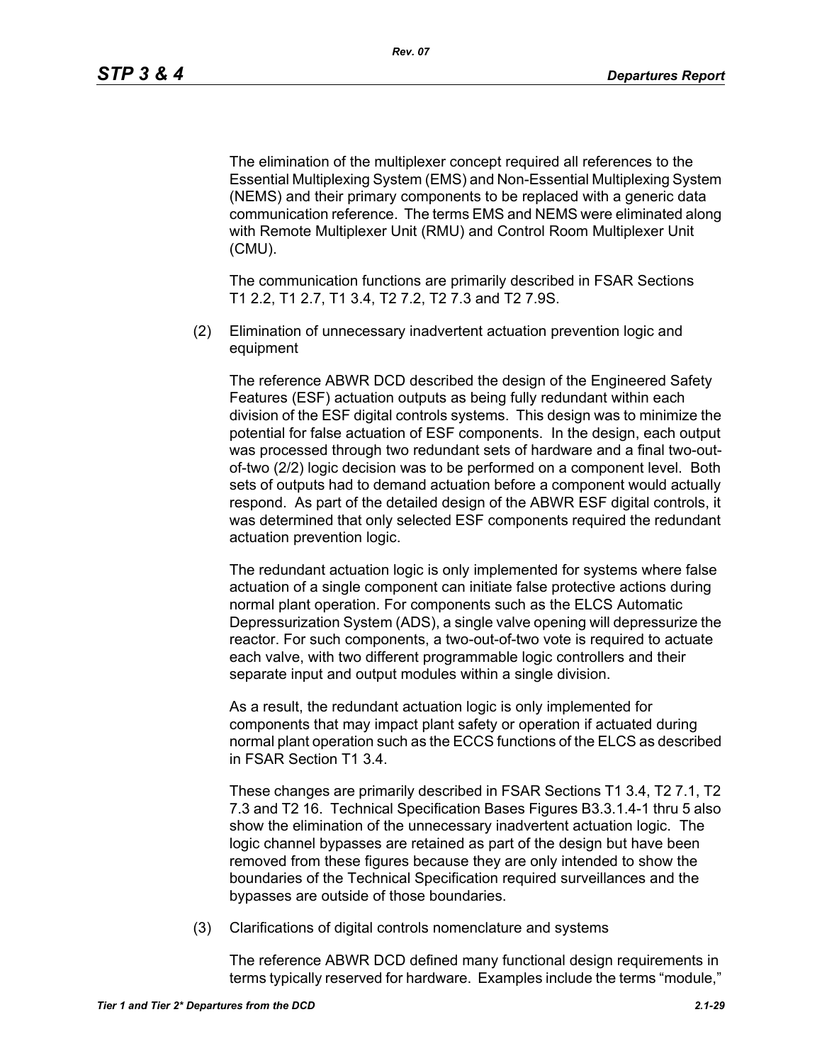The elimination of the multiplexer concept required all references to the Essential Multiplexing System (EMS) and Non-Essential Multiplexing System (NEMS) and their primary components to be replaced with a generic data communication reference. The terms EMS and NEMS were eliminated along with Remote Multiplexer Unit (RMU) and Control Room Multiplexer Unit (CMU).

The communication functions are primarily described in FSAR Sections T1 2.2, T1 2.7, T1 3.4, T2 7.2, T2 7.3 and T2 7.9S.

(2) Elimination of unnecessary inadvertent actuation prevention logic and equipment

The reference ABWR DCD described the design of the Engineered Safety Features (ESF) actuation outputs as being fully redundant within each division of the ESF digital controls systems. This design was to minimize the potential for false actuation of ESF components. In the design, each output was processed through two redundant sets of hardware and a final two-out-of-two (2/2) logic decision was to be performed on a component level. Both sets of outputs had to demand actuation before a component would actually respond. As part of the detailed design of the ABWR ESF digital controls, it was determined that only selected ESF components required the redundant actuation prevention logic.

The redundant actuation logic is only implemented for systems where false actuation of a single component can initiate false protective actions during normal plant operation. For components such as the ELCS Automatic Depressurization System (ADS), a single valve opening will depressurize the reactor. For such components, a two-out-of-two vote is required to actuate each valve, with two different programmable logic controllers and their separate input and output modules within a single division.

As a result, the redundant actuation logic is only implemented for components that may impact plant safety or operation if actuated during normal plant operation such as the ECCS functions of the ELCS as described in FSAR Section T1 3.4.

These changes are primarily described in FSAR Sections T1 3.4, T2 7.1, T2 7.3 and T2 16. Technical Specification Bases Figures B3.3.1.4-1 thru 5 also show the elimination of the unnecessary inadvertent actuation logic. The logic channel bypasses are retained as part of the design but have been removed from these figures because they are only intended to show the boundaries of the Technical Specification required surveillances and the bypasses are outside of those boundaries.

(3) Clarifications of digital controls nomenclature and systems

The reference ABWR DCD defined many functional design requirements in terms typically reserved for hardware. Examples include the terms "module,"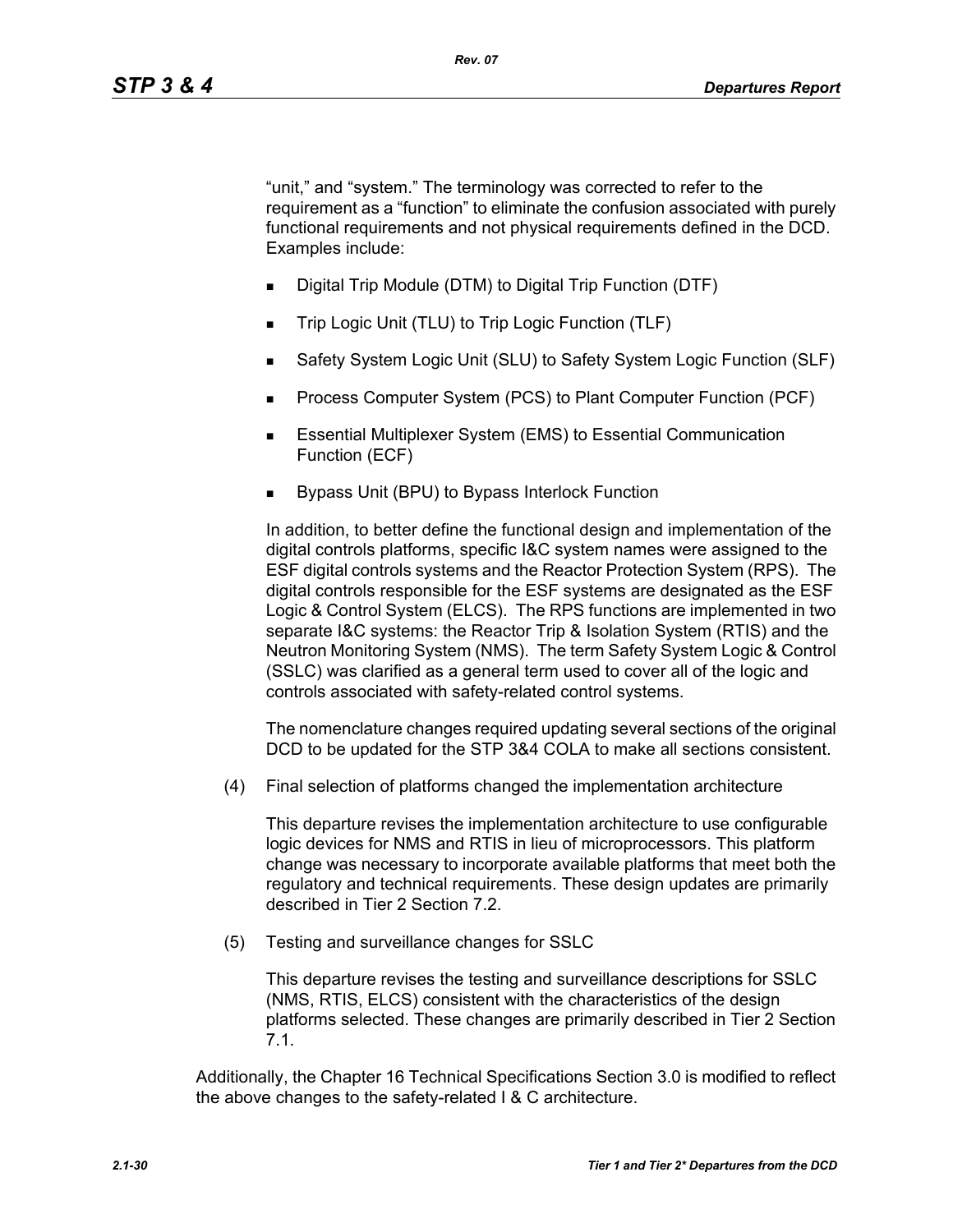"unit," and "system." The terminology was corrected to refer to the requirement as a "function" to eliminate the confusion associated with purely functional requirements and not physical requirements defined in the DCD. Examples include:

- Digital Trip Module (DTM) to Digital Trip Function (DTF)
- Trip Logic Unit (TLU) to Trip Logic Function (TLF)
- Safety System Logic Unit (SLU) to Safety System Logic Function (SLF)
- Process Computer System (PCS) to Plant Computer Function (PCF)
- Essential Multiplexer System (EMS) to Essential Communication Function (ECF)
- Bypass Unit (BPU) to Bypass Interlock Function

In addition, to better define the functional design and implementation of the digital controls platforms, specific I&C system names were assigned to the ESF digital controls systems and the Reactor Protection System (RPS). The digital controls responsible for the ESF systems are designated as the ESF Logic & Control System (ELCS). The RPS functions are implemented in two separate I&C systems: the Reactor Trip & Isolation System (RTIS) and the Neutron Monitoring System (NMS). The term Safety System Logic & Control (SSLC) was clarified as a general term used to cover all of the logic and controls associated with safety-related control systems.

The nomenclature changes required updating several sections of the original DCD to be updated for the STP 3&4 COLA to make all sections consistent.

(4) Final selection of platforms changed the implementation architecture

This departure revises the implementation architecture to use configurable logic devices for NMS and RTIS in lieu of microprocessors. This platform change was necessary to incorporate available platforms that meet both the regulatory and technical requirements. These design updates are primarily described in Tier 2 Section 7.2.

(5) Testing and surveillance changes for SSLC

This departure revises the testing and surveillance descriptions for SSLC (NMS, RTIS, ELCS) consistent with the characteristics of the design platforms selected. These changes are primarily described in Tier 2 Section 7.1.

Additionally, the Chapter 16 Technical Specifications Section 3.0 is modified to reflect the above changes to the safety-related I & C architecture.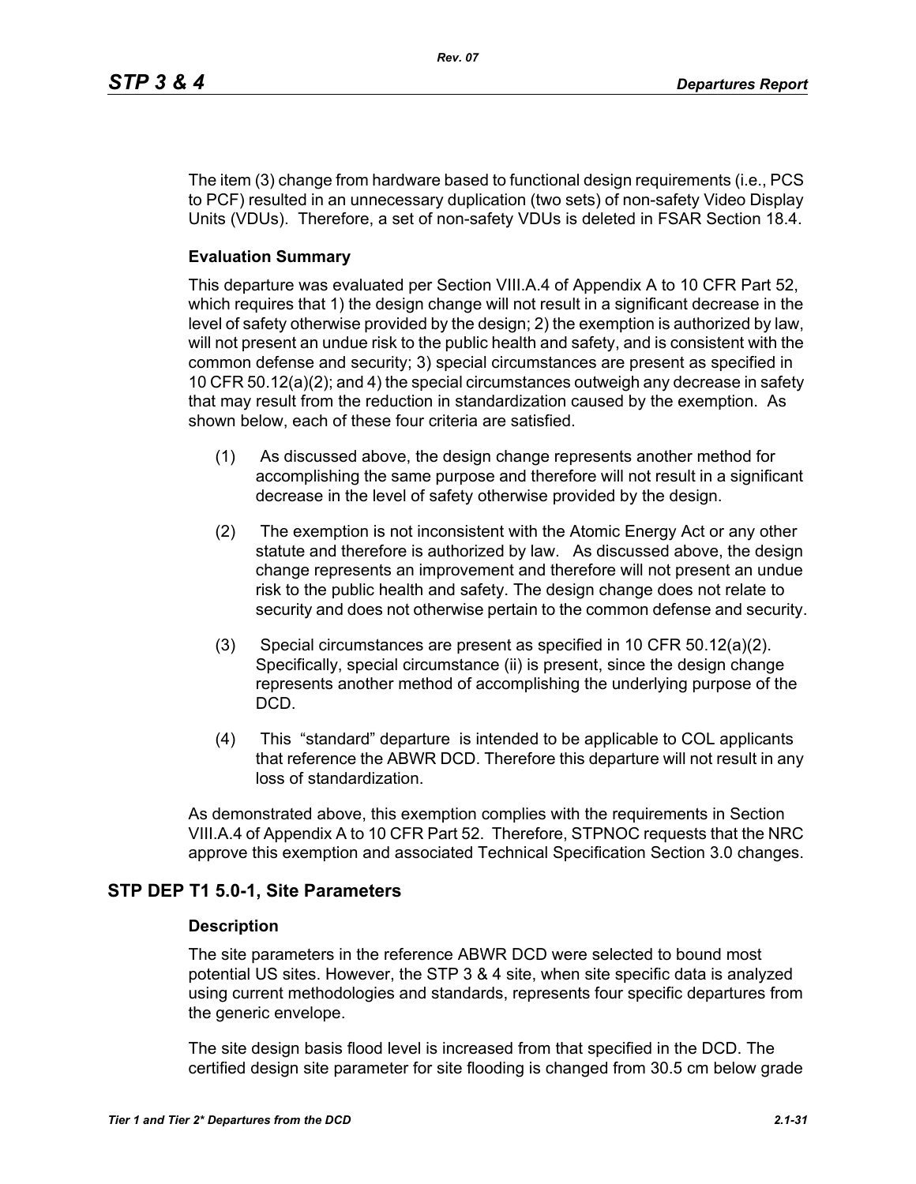The item (3) change from hardware based to functional design requirements (i.e., PCS to PCF) resulted in an unnecessary duplication (two sets) of non-safety Video Display Units (VDUs). Therefore, a set of non-safety VDUs is deleted in FSAR Section 18.4.

### Evaluation Summary

This departure was evaluated per Section VIII.A.4 of Appendix A to 10 CFR Part 52, which requires that 1) the design change will not result in a significant decrease in the level of safety otherwise provided by the design; 2) the exemption is authorized by law, will not present an undue risk to the public health and safety, and is consistent with the common defense and security; 3) special circumstances are present as specified in 10 CFR 50.12(a)(2); and 4) the special circumstances outweigh any decrease in safety that may result from the reduction in standardization caused by the exemption. As shown below, each of these four criteria are satisfied.

(1) As discussed above, the design change represents another method for accomplishing the same purpose and therefore will not result in a significant decrease in the level of safety otherwise provided by the design.

(2) The exemption is not inconsistent with the Atomic Energy Act or any other statute and therefore is authorized by law. As discussed above, the design change represents an improvement and therefore will not present an undue risk to the public health and safety. The design change does not relate to security and does not otherwise pertain to the common defense and security.

(3) Special circumstances are present as specified in 10 CFR 50.12(a)(2). Specifically, special circumstance (ii) is present, since the design change represents another method of accomplishing the underlying purpose of the DCD.

(4) This "standard" departure is intended to be applicable to COL applicants that reference the ABWR DCD. Therefore this departure will not result in any loss of standardization.

As demonstrated above, this exemption complies with the requirements in Section VIII.A.4 of Appendix A to 10 CFR Part 52. Therefore, STPNOC requests that the NRC approve this exemption and associated Technical Specification Section 3.0 changes.

## STP DEP T1 5.0-1, Site Parameters

### Description

The site parameters in the reference ABWR DCD were selected to bound most potential US sites. However, the STP 3 & 4 site, when site specific data is analyzed using current methodologies and standards, represents four specific departures from the generic envelope.

The site design basis flood level is increased from that specified in the DCD. The certified design site parameter for site flooding is changed from 30.5 cm below grade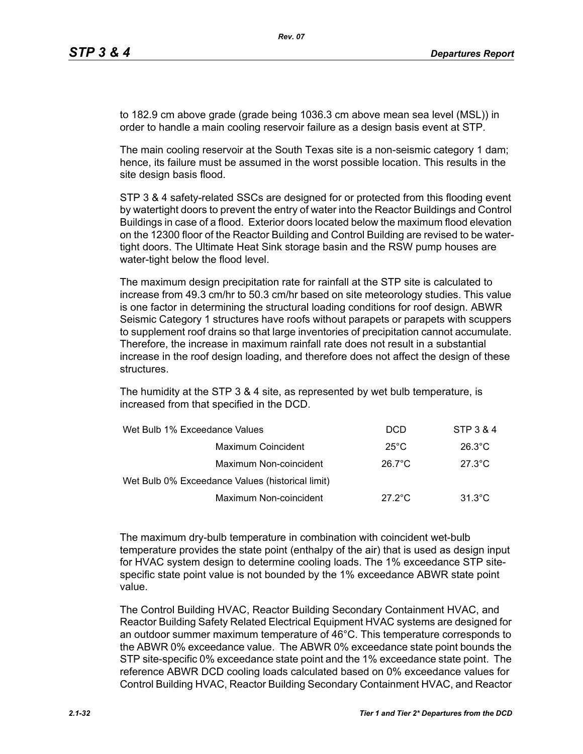to 182.9 cm above grade (grade being 1036.3 cm above mean sea level (MSL)) in order to handle a main cooling reservoir failure as a design basis event at STP.

The main cooling reservoir at the South Texas site is a non-seismic category 1 dam; hence, its failure must be assumed in the worst possible location. This results in the site design basis flood.

STP 3 & 4 safety-related SSCs are designed for or protected from this flooding event by watertight doors to prevent the entry of water into the Reactor Buildings and Control Buildings in case of a flood. Exterior doors located below the maximum flood elevation on the 12300 floor of the Reactor Building and Control Building are revised to be water-tight doors. The Ultimate Heat Sink storage basin and the RSW pump houses are water-tight below the flood level.

The maximum design precipitation rate for rainfall at the STP site is calculated to increase from 49.3 cm/hr to 50.3 cm/hr based on site meteorology studies. This value is one factor in determining the structural loading conditions for roof design. ABWR Seismic Category 1 structures have roofs without parapets or parapets with scuppers to supplement roof drains so that large inventories of precipitation cannot accumulate. Therefore, the increase in maximum rainfall rate does not result in a substantial increase in the roof design loading, and therefore does not affect the design of these structures.

The humidity at the STP 3 & 4 site, as represented by wet bulb temperature, is increased from that specified in the DCD.

| Wet Bulb 1% Exceedance Values | | DCD | STP 3 & 4 |
|---|---|---|---|
| | Maximum Coincident | 25°C | 26.3°C |
| | Maximum Non-coincident | 26.7°C | 27.3°C |
| Wet Bulb 0% Exceedance Values (historical limit) | | | |
| | Maximum Non-coincident | 27.2°C | 31.3°C |

The maximum dry-bulb temperature in combination with coincident wet-bulb temperature provides the state point (enthalpy of the air) that is used as design input for HVAC system design to determine cooling loads. The 1% exceedance STP site-specific state point value is not bounded by the 1% exceedance ABWR state point value.

The Control Building HVAC, Reactor Building Secondary Containment HVAC, and Reactor Building Safety Related Electrical Equipment HVAC systems are designed for an outdoor summer maximum temperature of 46°C. This temperature corresponds to the ABWR 0% exceedance value. The ABWR 0% exceedance state point bounds the STP site-specific 0% exceedance state point and the 1% exceedance state point. The reference ABWR DCD cooling loads calculated based on 0% exceedance values for Control Building HVAC, Reactor Building Secondary Containment HVAC, and Reactor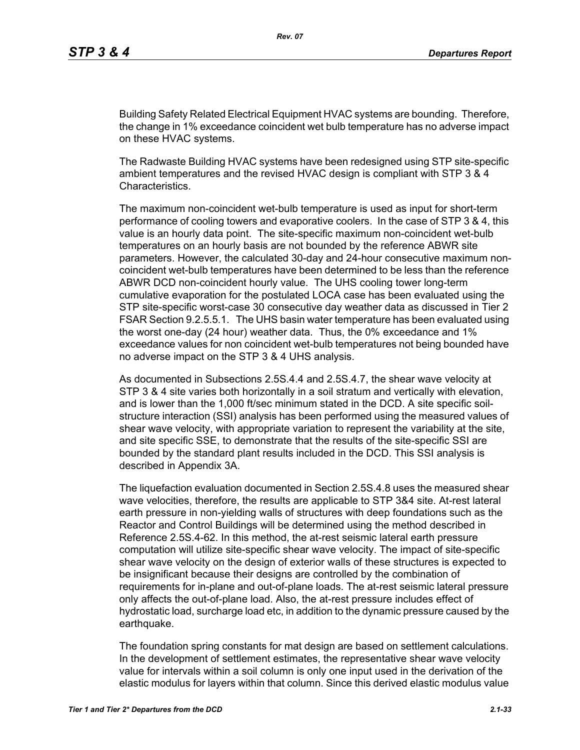Building Safety Related Electrical Equipment HVAC systems are bounding. Therefore, the change in 1% exceedance coincident wet bulb temperature has no adverse impact on these HVAC systems.

The Radwaste Building HVAC systems have been redesigned using STP site-specific ambient temperatures and the revised HVAC design is compliant with STP 3 & 4 Characteristics.

The maximum non-coincident wet-bulb temperature is used as input for short-term performance of cooling towers and evaporative coolers. In the case of STP 3 & 4, this value is an hourly data point. The site-specific maximum non-coincident wet-bulb temperatures on an hourly basis are not bounded by the reference ABWR site parameters. However, the calculated 30-day and 24-hour consecutive maximum non-coincident wet-bulb temperatures have been determined to be less than the reference ABWR DCD non-coincident hourly value. The UHS cooling tower long-term cumulative evaporation for the postulated LOCA case has been evaluated using the STP site-specific worst-case 30 consecutive day weather data as discussed in Tier 2 FSAR Section 9.2.5.5.1. The UHS basin water temperature has been evaluated using the worst one-day (24 hour) weather data. Thus, the 0% exceedance and 1% exceedance values for non coincident wet-bulb temperatures not being bounded have no adverse impact on the STP 3 & 4 UHS analysis.

As documented in Subsections 2.5S.4.4 and 2.5S.4.7, the shear wave velocity at STP 3 & 4 site varies both horizontally in a soil stratum and vertically with elevation, and is lower than the 1,000 ft/sec minimum stated in the DCD. A site specific soil-structure interaction (SSI) analysis has been performed using the measured values of shear wave velocity, with appropriate variation to represent the variability at the site, and site specific SSE, to demonstrate that the results of the site-specific SSI are bounded by the standard plant results included in the DCD. This SSI analysis is described in Appendix 3A.

The liquefaction evaluation documented in Section 2.5S.4.8 uses the measured shear wave velocities, therefore, the results are applicable to STP 3&4 site. At-rest lateral earth pressure in non-yielding walls of structures with deep foundations such as the Reactor and Control Buildings will be determined using the method described in Reference 2.5S.4-62. In this method, the at-rest seismic lateral earth pressure computation will utilize site-specific shear wave velocity. The impact of site-specific shear wave velocity on the design of exterior walls of these structures is expected to be insignificant because their designs are controlled by the combination of requirements for in-plane and out-of-plane loads. The at-rest seismic lateral pressure only affects the out-of-plane load. Also, the at-rest pressure includes effect of hydrostatic load, surcharge load etc, in addition to the dynamic pressure caused by the earthquake.

The foundation spring constants for mat design are based on settlement calculations. In the development of settlement estimates, the representative shear wave velocity value for intervals within a soil column is only one input used in the derivation of the elastic modulus for layers within that column. Since this derived elastic modulus value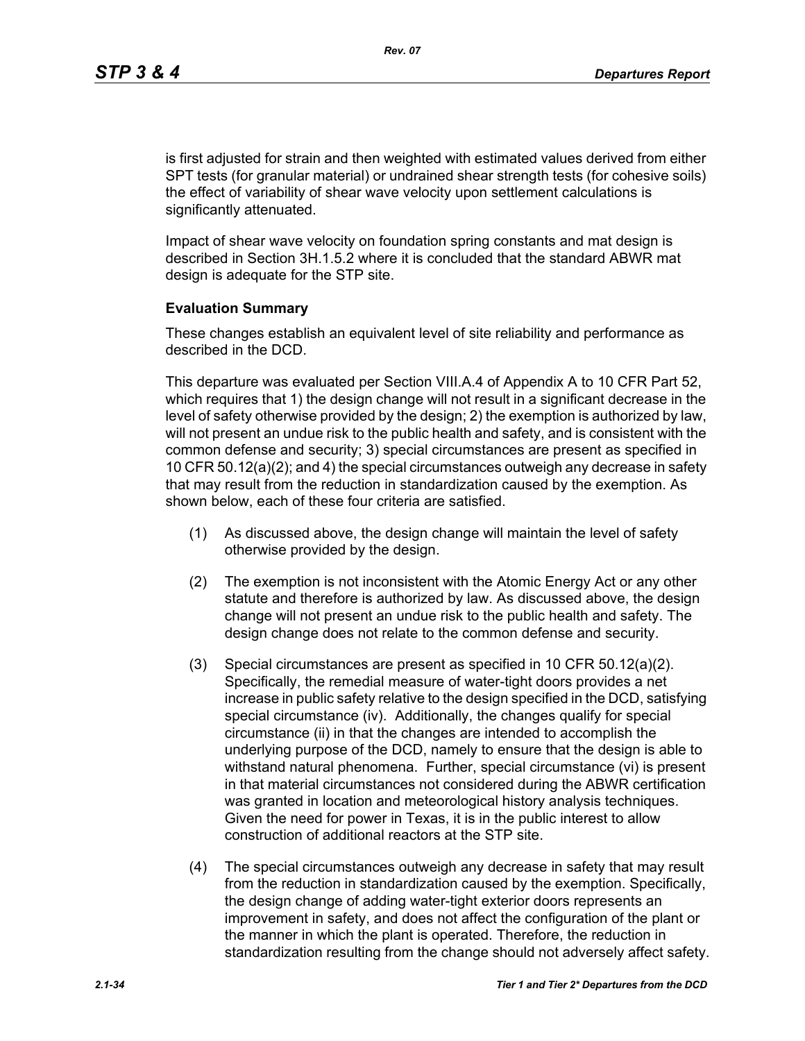is first adjusted for strain and then weighted with estimated values derived from either SPT tests (for granular material) or undrained shear strength tests (for cohesive soils) the effect of variability of shear wave velocity upon settlement calculations is significantly attenuated.

Impact of shear wave velocity on foundation spring constants and mat design is described in Section 3H.1.5.2 where it is concluded that the standard ABWR mat design is adequate for the STP site.

**Evaluation Summary**

These changes establish an equivalent level of site reliability and performance as described in the DCD.

This departure was evaluated per Section VIII.A.4 of Appendix A to 10 CFR Part 52, which requires that 1) the design change will not result in a significant decrease in the level of safety otherwise provided by the design; 2) the exemption is authorized by law, will not present an undue risk to the public health and safety, and is consistent with the common defense and security; 3) special circumstances are present as specified in 10 CFR 50.12(a)(2); and 4) the special circumstances outweigh any decrease in safety that may result from the reduction in standardization caused by the exemption. As shown below, each of these four criteria are satisfied.

(1) As discussed above, the design change will maintain the level of safety otherwise provided by the design.

(2) The exemption is not inconsistent with the Atomic Energy Act or any other statute and therefore is authorized by law. As discussed above, the design change will not present an undue risk to the public health and safety. The design change does not relate to the common defense and security.

(3) Special circumstances are present as specified in 10 CFR 50.12(a)(2). Specifically, the remedial measure of water-tight doors provides a net increase in public safety relative to the design specified in the DCD, satisfying special circumstance (iv). Additionally, the changes qualify for special circumstance (ii) in that the changes are intended to accomplish the underlying purpose of the DCD, namely to ensure that the design is able to withstand natural phenomena. Further, special circumstance (vi) is present in that material circumstances not considered during the ABWR certification was granted in location and meteorological history analysis techniques. Given the need for power in Texas, it is in the public interest to allow construction of additional reactors at the STP site.

(4) The special circumstances outweigh any decrease in safety that may result from the reduction in standardization caused by the exemption. Specifically, the design change of adding water-tight exterior doors represents an improvement in safety, and does not affect the configuration of the plant or the manner in which the plant is operated. Therefore, the reduction in standardization resulting from the change should not adversely affect safety.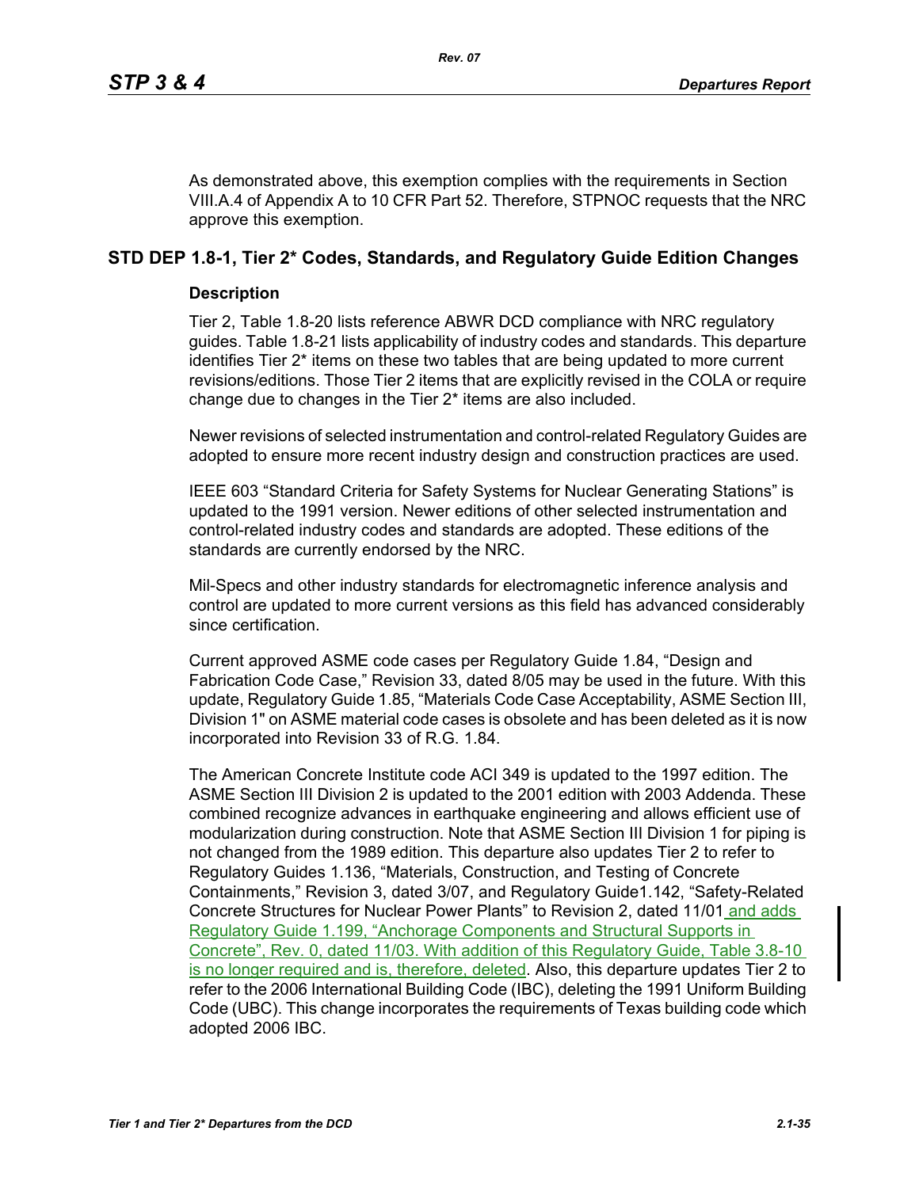As demonstrated above, this exemption complies with the requirements in Section VIII.A.4 of Appendix A to 10 CFR Part 52. Therefore, STPNOC requests that the NRC approve this exemption.

## STD DEP 1.8-1, Tier 2* Codes, Standards, and Regulatory Guide Edition Changes

### Description

Tier 2, Table 1.8-20 lists reference ABWR DCD compliance with NRC regulatory guides. Table 1.8-21 lists applicability of industry codes and standards. This departure identifies Tier 2* items on these two tables that are being updated to more current revisions/editions. Those Tier 2 items that are explicitly revised in the COLA or require change due to changes in the Tier 2* items are also included.

Newer revisions of selected instrumentation and control-related Regulatory Guides are adopted to ensure more recent industry design and construction practices are used.

IEEE 603 “Standard Criteria for Safety Systems for Nuclear Generating Stations” is updated to the 1991 version. Newer editions of other selected instrumentation and control-related industry codes and standards are adopted. These editions of the standards are currently endorsed by the NRC.

Mil-Specs and other industry standards for electromagnetic inference analysis and control are updated to more current versions as this field has advanced considerably since certification.

Current approved ASME code cases per Regulatory Guide 1.84, “Design and Fabrication Code Case,” Revision 33, dated 8/05 may be used in the future. With this update, Regulatory Guide 1.85, “Materials Code Case Acceptability, ASME Section III, Division 1" on ASME material code cases is obsolete and has been deleted as it is now incorporated into Revision 33 of R.G. 1.84.

The American Concrete Institute code ACI 349 is updated to the 1997 edition. The ASME Section III Division 2 is updated to the 2001 edition with 2003 Addenda. These combined recognize advances in earthquake engineering and allows efficient use of modularization during construction. Note that ASME Section III Division 1 for piping is not changed from the 1989 edition. This departure also updates Tier 2 to refer to Regulatory Guides 1.136, “Materials, Construction, and Testing of Concrete Containments,” Revision 3, dated 3/07, and Regulatory Guide1.142, “Safety-Related Concrete Structures for Nuclear Power Plants” to Revision 2, dated 11/01 and adds Regulatory Guide 1.199, “Anchorage Components and Structural Supports in Concrete”, Rev. 0, dated 11/03. With addition of this Regulatory Guide, Table 3.8-10 is no longer required and is, therefore, deleted. Also, this departure updates Tier 2 to refer to the 2006 International Building Code (IBC), deleting the 1991 Uniform Building Code (UBC). This change incorporates the requirements of Texas building code which adopted 2006 IBC.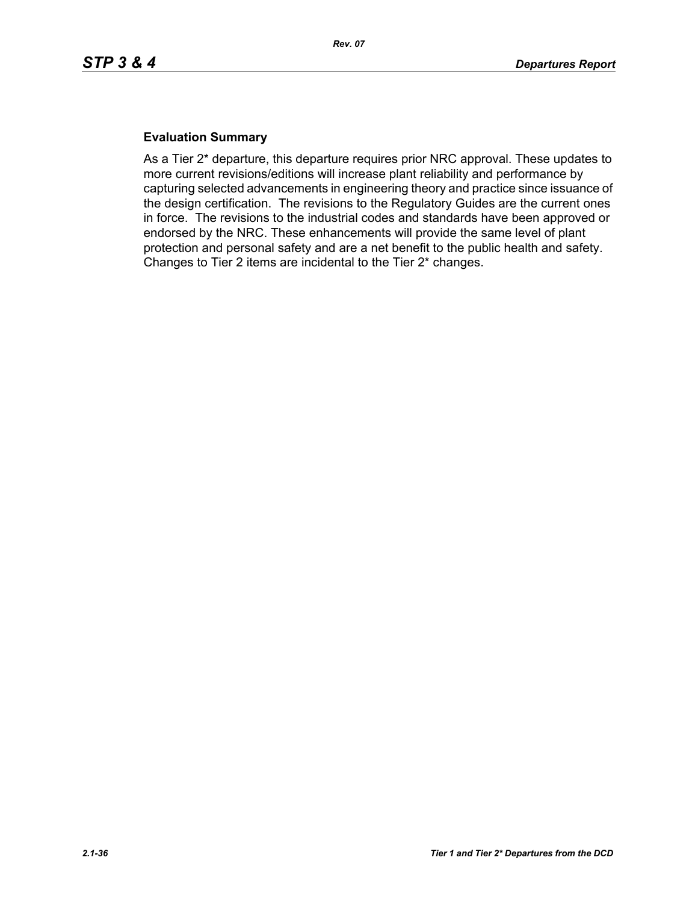**Evaluation Summary**

As a Tier 2* departure, this departure requires prior NRC approval. These updates to more current revisions/editions will increase plant reliability and performance by capturing selected advancements in engineering theory and practice since issuance of the design certification. The revisions to the Regulatory Guides are the current ones in force. The revisions to the industrial codes and standards have been approved or endorsed by the NRC. These enhancements will provide the same level of plant protection and personal safety and are a net benefit to the public health and safety. Changes to Tier 2 items are incidental to the Tier 2* changes.